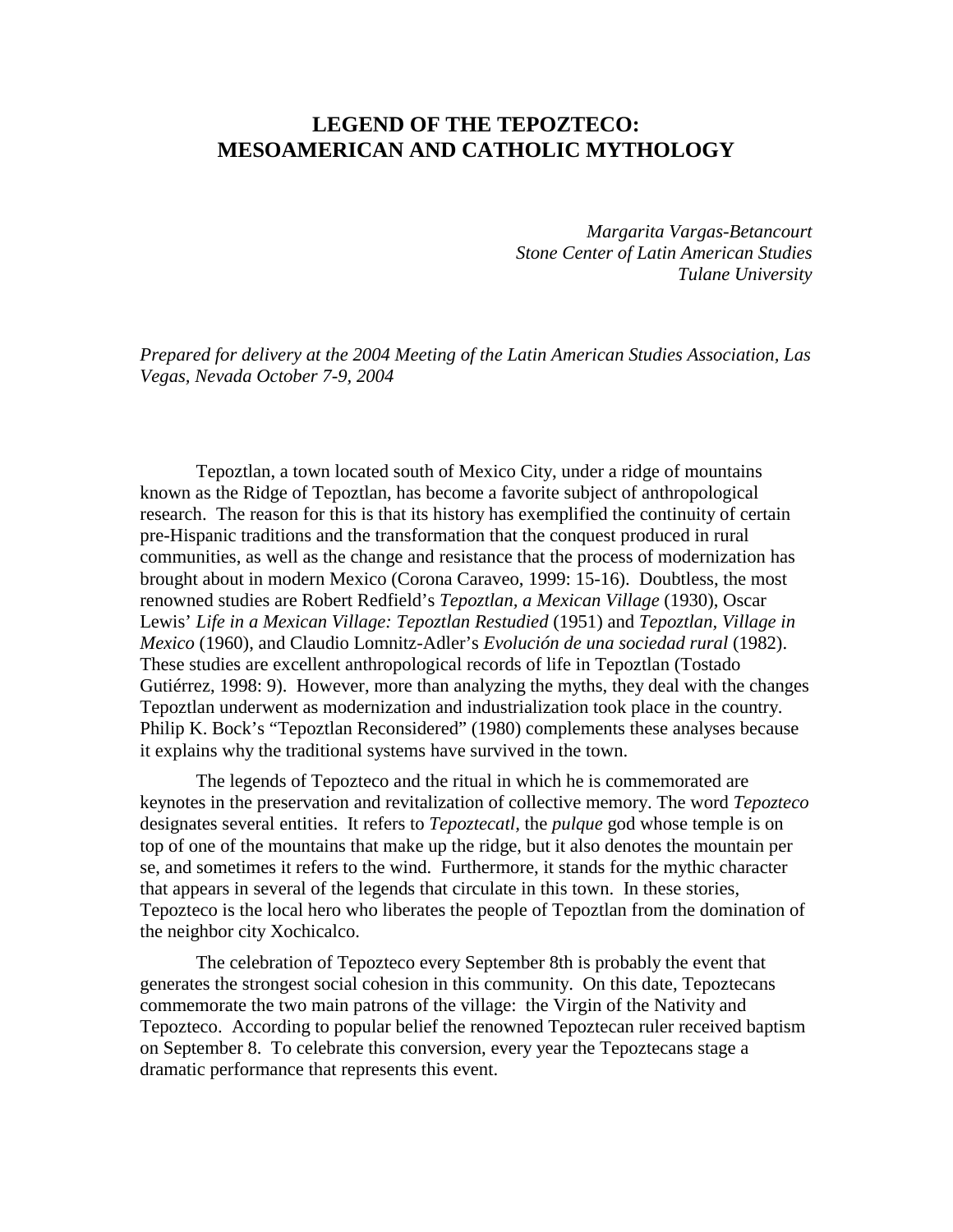# LEGEND OF THE TEPOZTECO: MESOAMERICAN AND CATHOLIC MYTHOLOGY

*Margarita Vargas-Betancourt*
*Stone Center of Latin American Studies*
*Tulane University*

*Prepared for delivery at the 2004 Meeting of the Latin American Studies Association, Las Vegas, Nevada October 7-9, 2004*

Tepoztlan, a town located south of Mexico City, under a ridge of mountains known as the Ridge of Tepoztlan, has become a favorite subject of anthropological research. The reason for this is that its history has exemplified the continuity of certain pre-Hispanic traditions and the transformation that the conquest produced in rural communities, as well as the change and resistance that the process of modernization has brought about in modern Mexico (Corona Caraveo, 1999: 15-16). Doubtless, the most renowned studies are Robert Redfield's *Tepoztlan, a Mexican Village* (1930), Oscar Lewis' *Life in a Mexican Village: Tepoztlan Restudied* (1951) and *Tepoztlan, Village in Mexico* (1960), and Claudio Lomnitz-Adler's *Evolución de una sociedad rural* (1982). These studies are excellent anthropological records of life in Tepoztlan (Tostado Gutiérrez, 1998: 9). However, more than analyzing the myths, they deal with the changes Tepoztlan underwent as modernization and industrialization took place in the country. Philip K. Bock's "Tepoztlan Reconsidered" (1980) complements these analyses because it explains why the traditional systems have survived in the town.

The legends of Tepozteco and the ritual in which he is commemorated are keynotes in the preservation and revitalization of collective memory. The word *Tepozteco* designates several entities. It refers to *Tepoztecatl*, the *pulque* god whose temple is on top of one of the mountains that make up the ridge, but it also denotes the mountain per se, and sometimes it refers to the wind. Furthermore, it stands for the mythic character that appears in several of the legends that circulate in this town. In these stories, Tepozteco is the local hero who liberates the people of Tepoztlan from the domination of the neighbor city Xochicalco.

The celebration of Tepozteco every September 8th is probably the event that generates the strongest social cohesion in this community. On this date, Tepoztecans commemorate the two main patrons of the village: the Virgin of the Nativity and Tepozteco. According to popular belief the renowned Tepoztecan ruler received baptism on September 8. To celebrate this conversion, every year the Tepoztecans stage a dramatic performance that represents this event.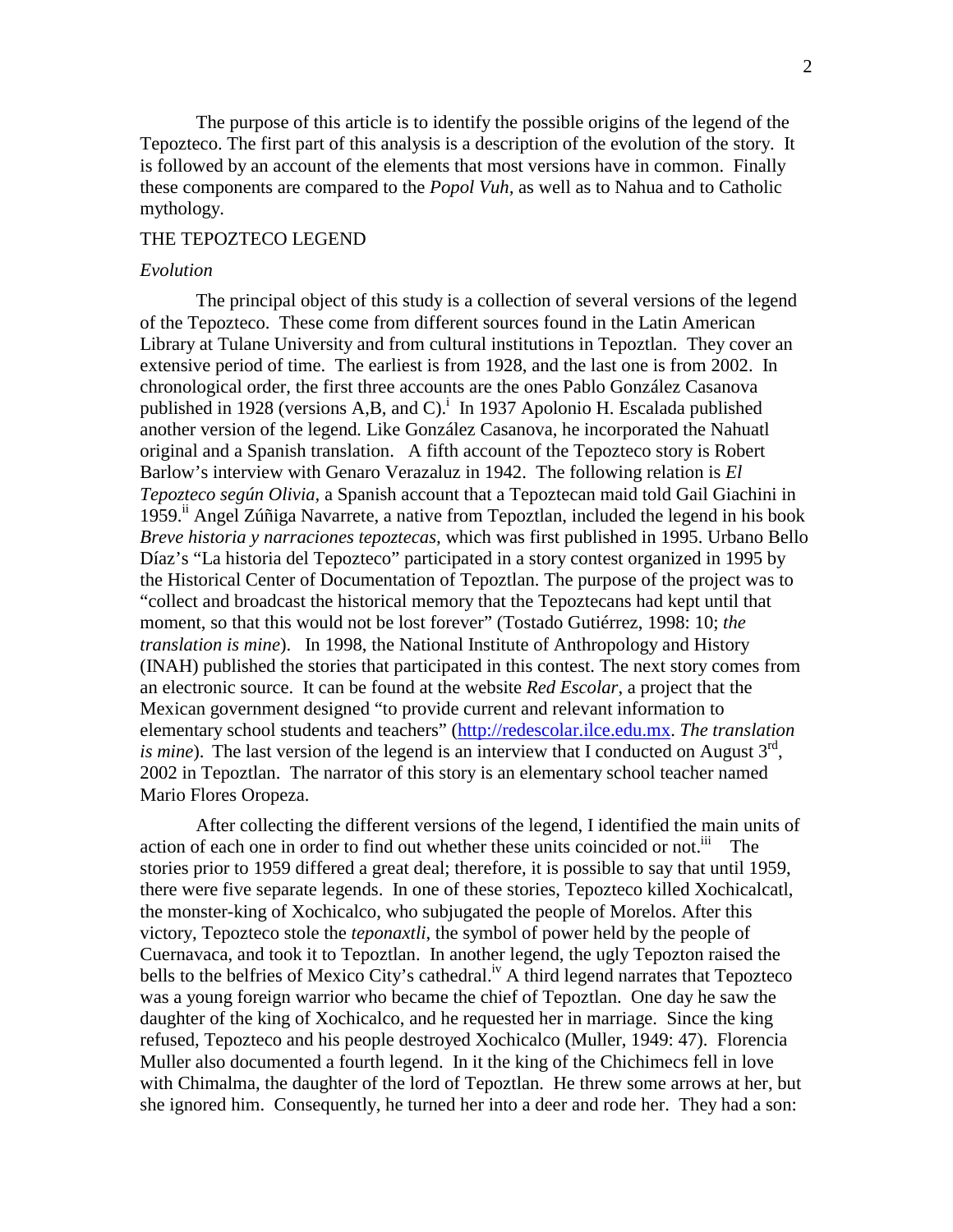The purpose of this article is to identify the possible origins of the legend of the Tepozteco. The first part of this analysis is a description of the evolution of the story. It is followed by an account of the elements that most versions have in common. Finally these components are compared to the *Popol Vuh*, as well as to Nahua and to Catholic mythology.

## THE TEPOZTECO LEGEND

### *Evolution*

The principal object of this study is a collection of several versions of the legend of the Tepozteco. These come from different sources found in the Latin American Library at Tulane University and from cultural institutions in Tepoztlan. They cover an extensive period of time. The earliest is from 1928, and the last one is from 2002. In chronological order, the first three accounts are the ones Pablo González Casanova published in 1928 (versions A,B, and C).[i] In 1937 Apolonio H. Escalada published another version of the legend. Like González Casanova, he incorporated the Nahuatl original and a Spanish translation. A fifth account of the Tepozteco story is Robert Barlow's interview with Genaro Verazaluz in 1942. The following relation is *El Tepozteco según Olivia*, a Spanish account that a Tepoztecan maid told Gail Giachini in 1959.[ii] Angel Zúñiga Navarrete, a native from Tepoztlan, included the legend in his book *Breve historia y narraciones tepoztecas,* which was first published in 1995. Urbano Bello Díaz's "La historia del Tepozteco" participated in a story contest organized in 1995 by the Historical Center of Documentation of Tepoztlan. The purpose of the project was to "collect and broadcast the historical memory that the Tepoztecans had kept until that moment, so that this would not be lost forever" (Tostado Gutiérrez, 1998: 10; *the translation is mine*). In 1998, the National Institute of Anthropology and History (INAH) published the stories that participated in this contest. The next story comes from an electronic source. It can be found at the website *Red Escolar*, a project that the Mexican government designed "to provide current and relevant information to elementary school students and teachers" (http://redescolar.ilce.edu.mx. *The translation is mine*). The last version of the legend is an interview that I conducted on August 3rd, 2002 in Tepoztlan. The narrator of this story is an elementary school teacher named Mario Flores Oropeza.

After collecting the different versions of the legend, I identified the main units of action of each one in order to find out whether these units coincided or not.[iii] The stories prior to 1959 differed a great deal; therefore, it is possible to say that until 1959, there were five separate legends. In one of these stories, Tepozteco killed Xochicalcatl, the monster-king of Xochicalco, who subjugated the people of Morelos. After this victory, Tepozteco stole the *teponaxtli*, the symbol of power held by the people of Cuernavaca, and took it to Tepoztlan. In another legend, the ugly Tepozton raised the bells to the belfries of Mexico City's cathedral.[iv] A third legend narrates that Tepozteco was a young foreign warrior who became the chief of Tepoztlan. One day he saw the daughter of the king of Xochicalco, and he requested her in marriage. Since the king refused, Tepozteco and his people destroyed Xochicalco (Muller, 1949: 47). Florencia Muller also documented a fourth legend. In it the king of the Chichimecs fell in love with Chimalma, the daughter of the lord of Tepoztlan. He threw some arrows at her, but she ignored him. Consequently, he turned her into a deer and rode her. They had a son: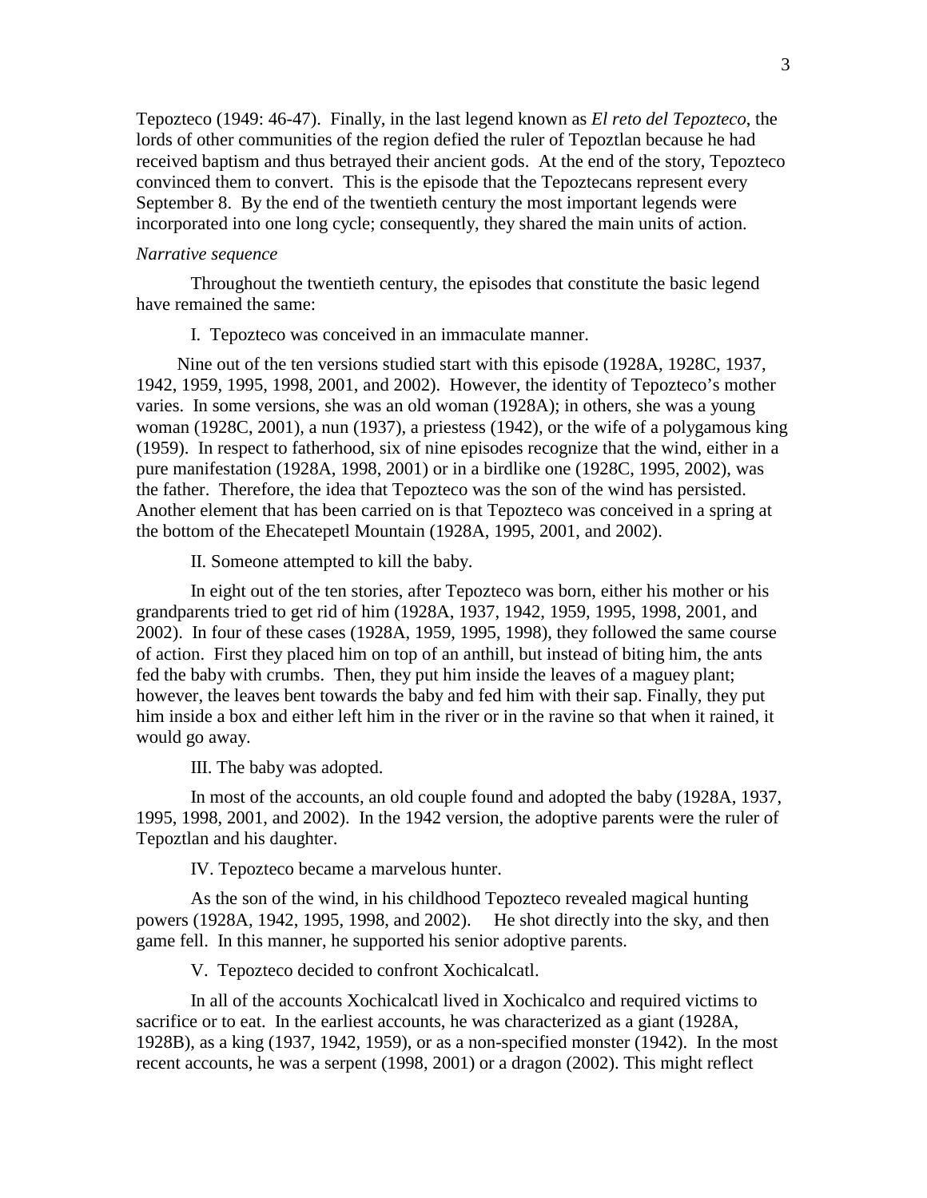Tepozteco (1949: 46-47). Finally, in the last legend known as *El reto del Tepozteco*, the lords of other communities of the region defied the ruler of Tepoztlan because he had received baptism and thus betrayed their ancient gods. At the end of the story, Tepozteco convinced them to convert. This is the episode that the Tepoztecans represent every September 8. By the end of the twentieth century the most important legends were incorporated into one long cycle; consequently, they shared the main units of action.

*Narrative sequence*

Throughout the twentieth century, the episodes that constitute the basic legend have remained the same:

I. Tepozteco was conceived in an immaculate manner.

Nine out of the ten versions studied start with this episode (1928A, 1928C, 1937, 1942, 1959, 1995, 1998, 2001, and 2002). However, the identity of Tepozteco's mother varies. In some versions, she was an old woman (1928A); in others, she was a young woman (1928C, 2001), a nun (1937), a priestess (1942), or the wife of a polygamous king (1959). In respect to fatherhood, six of nine episodes recognize that the wind, either in a pure manifestation (1928A, 1998, 2001) or in a birdlike one (1928C, 1995, 2002), was the father. Therefore, the idea that Tepozteco was the son of the wind has persisted. Another element that has been carried on is that Tepozteco was conceived in a spring at the bottom of the Ehecatepetl Mountain (1928A, 1995, 2001, and 2002).

II. Someone attempted to kill the baby.

In eight out of the ten stories, after Tepozteco was born, either his mother or his grandparents tried to get rid of him (1928A, 1937, 1942, 1959, 1995, 1998, 2001, and 2002). In four of these cases (1928A, 1959, 1995, 1998), they followed the same course of action. First they placed him on top of an anthill, but instead of biting him, the ants fed the baby with crumbs. Then, they put him inside the leaves of a maguey plant; however, the leaves bent towards the baby and fed him with their sap. Finally, they put him inside a box and either left him in the river or in the ravine so that when it rained, it would go away.

III. The baby was adopted.

In most of the accounts, an old couple found and adopted the baby (1928A, 1937, 1995, 1998, 2001, and 2002). In the 1942 version, the adoptive parents were the ruler of Tepoztlan and his daughter.

IV. Tepozteco became a marvelous hunter.

As the son of the wind, in his childhood Tepozteco revealed magical hunting powers (1928A, 1942, 1995, 1998, and 2002). He shot directly into the sky, and then game fell. In this manner, he supported his senior adoptive parents.

V. Tepozteco decided to confront Xochicalcatl.

In all of the accounts Xochicalcatl lived in Xochicalco and required victims to sacrifice or to eat. In the earliest accounts, he was characterized as a giant (1928A, 1928B), as a king (1937, 1942, 1959), or as a non-specified monster (1942). In the most recent accounts, he was a serpent (1998, 2001) or a dragon (2002). This might reflect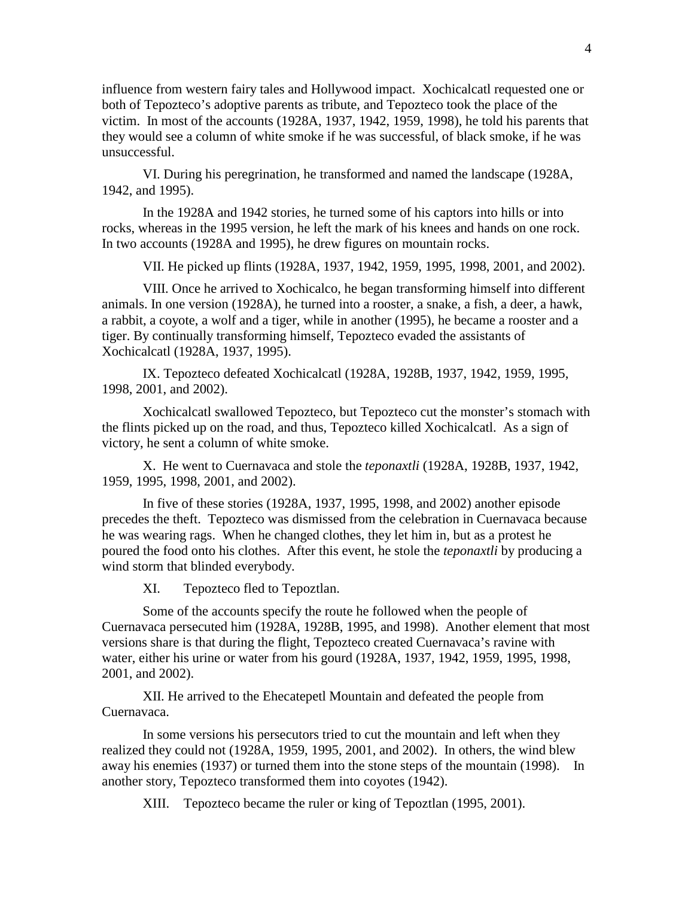influence from western fairy tales and Hollywood impact. Xochicalcatl requested one or both of Tepozteco's adoptive parents as tribute, and Tepozteco took the place of the victim. In most of the accounts (1928A, 1937, 1942, 1959, 1998), he told his parents that they would see a column of white smoke if he was successful, of black smoke, if he was unsuccessful.

VI. During his peregrination, he transformed and named the landscape (1928A, 1942, and 1995).

In the 1928A and 1942 stories, he turned some of his captors into hills or into rocks, whereas in the 1995 version, he left the mark of his knees and hands on one rock. In two accounts (1928A and 1995), he drew figures on mountain rocks.

VII. He picked up flints (1928A, 1937, 1942, 1959, 1995, 1998, 2001, and 2002).

VIII. Once he arrived to Xochicalco, he began transforming himself into different animals. In one version (1928A), he turned into a rooster, a snake, a fish, a deer, a hawk, a rabbit, a coyote, a wolf and a tiger, while in another (1995), he became a rooster and a tiger. By continually transforming himself, Tepozteco evaded the assistants of Xochicalcatl (1928A, 1937, 1995).

IX. Tepozteco defeated Xochicalcatl (1928A, 1928B, 1937, 1942, 1959, 1995, 1998, 2001, and 2002).

Xochicalcatl swallowed Tepozteco, but Tepozteco cut the monster's stomach with the flints picked up on the road, and thus, Tepozteco killed Xochicalcatl. As a sign of victory, he sent a column of white smoke.

X. He went to Cuernavaca and stole the *teponaxtli* (1928A, 1928B, 1937, 1942, 1959, 1995, 1998, 2001, and 2002).

In five of these stories (1928A, 1937, 1995, 1998, and 2002) another episode precedes the theft. Tepozteco was dismissed from the celebration in Cuernavaca because he was wearing rags. When he changed clothes, they let him in, but as a protest he poured the food onto his clothes. After this event, he stole the *teponaxtli* by producing a wind storm that blinded everybody.

XI. Tepozteco fled to Tepoztlan.

Some of the accounts specify the route he followed when the people of Cuernavaca persecuted him (1928A, 1928B, 1995, and 1998). Another element that most versions share is that during the flight, Tepozteco created Cuernavaca's ravine with water, either his urine or water from his gourd (1928A, 1937, 1942, 1959, 1995, 1998, 2001, and 2002).

XII. He arrived to the Ehecatepetl Mountain and defeated the people from Cuernavaca.

In some versions his persecutors tried to cut the mountain and left when they realized they could not (1928A, 1959, 1995, 2001, and 2002). In others, the wind blew away his enemies (1937) or turned them into the stone steps of the mountain (1998). In another story, Tepozteco transformed them into coyotes (1942).

XIII. Tepozteco became the ruler or king of Tepoztlan (1995, 2001).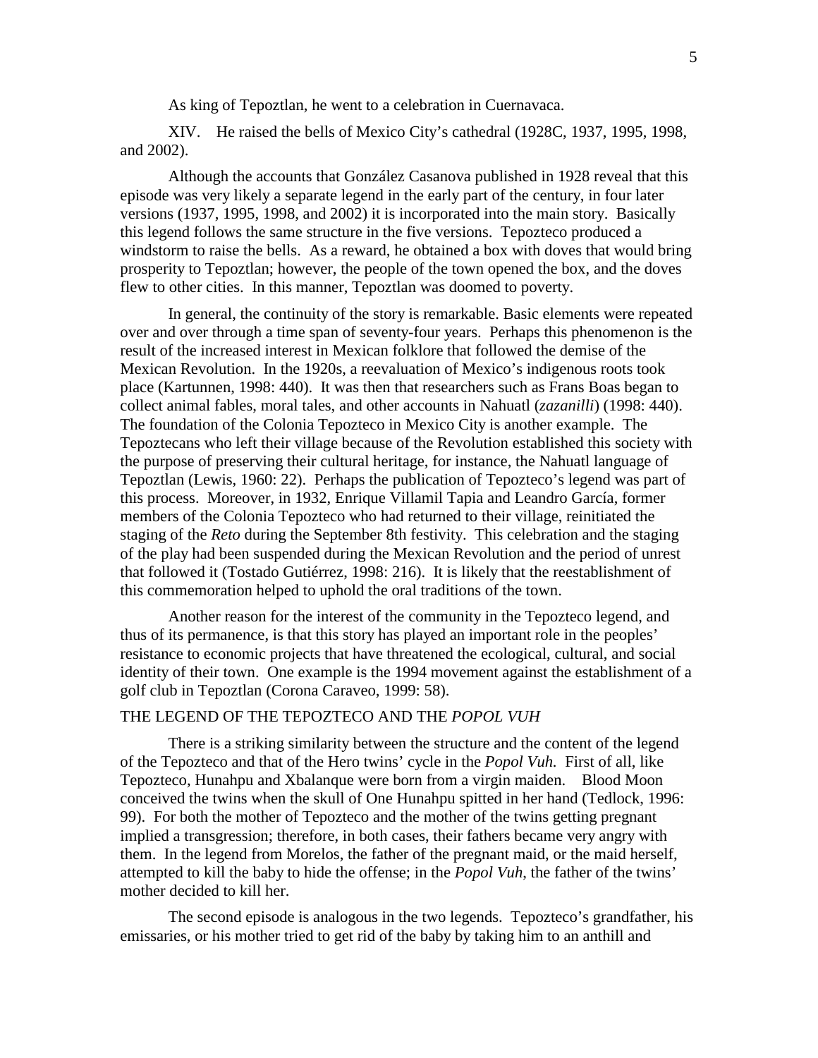As king of Tepoztlan, he went to a celebration in Cuernavaca.

XIV. He raised the bells of Mexico City's cathedral (1928C, 1937, 1995, 1998, and 2002).

Although the accounts that González Casanova published in 1928 reveal that this episode was very likely a separate legend in the early part of the century, in four later versions (1937, 1995, 1998, and 2002) it is incorporated into the main story. Basically this legend follows the same structure in the five versions. Tepozteco produced a windstorm to raise the bells. As a reward, he obtained a box with doves that would bring prosperity to Tepoztlan; however, the people of the town opened the box, and the doves flew to other cities. In this manner, Tepoztlan was doomed to poverty.

In general, the continuity of the story is remarkable. Basic elements were repeated over and over through a time span of seventy-four years. Perhaps this phenomenon is the result of the increased interest in Mexican folklore that followed the demise of the Mexican Revolution. In the 1920s, a reevaluation of Mexico's indigenous roots took place (Kartunnen, 1998: 440). It was then that researchers such as Frans Boas began to collect animal fables, moral tales, and other accounts in Nahuatl (*zazanilli*) (1998: 440). The foundation of the Colonia Tepozteco in Mexico City is another example. The Tepoztecans who left their village because of the Revolution established this society with the purpose of preserving their cultural heritage, for instance, the Nahuatl language of Tepoztlan (Lewis, 1960: 22). Perhaps the publication of Tepozteco's legend was part of this process. Moreover, in 1932, Enrique Villamil Tapia and Leandro García, former members of the Colonia Tepozteco who had returned to their village, reinitiated the staging of the *Reto* during the September 8th festivity. This celebration and the staging of the play had been suspended during the Mexican Revolution and the period of unrest that followed it (Tostado Gutiérrez, 1998: 216). It is likely that the reestablishment of this commemoration helped to uphold the oral traditions of the town.

Another reason for the interest of the community in the Tepozteco legend, and thus of its permanence, is that this story has played an important role in the peoples' resistance to economic projects that have threatened the ecological, cultural, and social identity of their town. One example is the 1994 movement against the establishment of a golf club in Tepoztlan (Corona Caraveo, 1999: 58).

## THE LEGEND OF THE TEPOZTECO AND THE *POPOL VUH*

There is a striking similarity between the structure and the content of the legend of the Tepozteco and that of the Hero twins' cycle in the *Popol Vuh.* First of all, like Tepozteco, Hunahpu and Xbalanque were born from a virgin maiden. Blood Moon conceived the twins when the skull of One Hunahpu spitted in her hand (Tedlock, 1996: 99). For both the mother of Tepozteco and the mother of the twins getting pregnant implied a transgression; therefore, in both cases, their fathers became very angry with them. In the legend from Morelos, the father of the pregnant maid, or the maid herself, attempted to kill the baby to hide the offense; in the *Popol Vuh*, the father of the twins' mother decided to kill her.

The second episode is analogous in the two legends. Tepozteco's grandfather, his emissaries, or his mother tried to get rid of the baby by taking him to an anthill and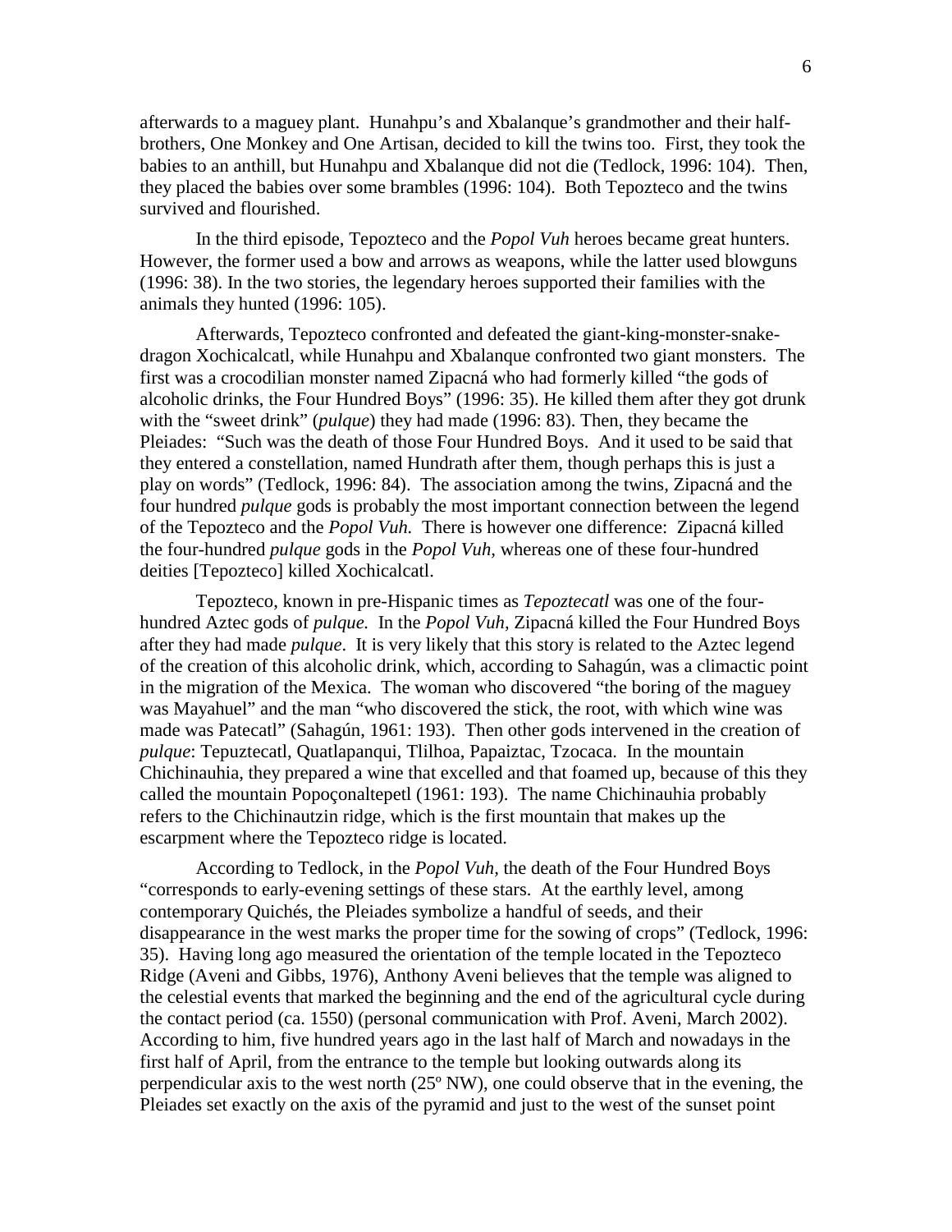afterwards to a maguey plant. Hunahpu's and Xbalanque's grandmother and their half-brothers, One Monkey and One Artisan, decided to kill the twins too. First, they took the babies to an anthill, but Hunahpu and Xbalanque did not die (Tedlock, 1996: 104). Then, they placed the babies over some brambles (1996: 104). Both Tepozteco and the twins survived and flourished.

In the third episode, Tepozteco and the *Popol Vuh* heroes became great hunters. However, the former used a bow and arrows as weapons, while the latter used blowguns (1996: 38). In the two stories, the legendary heroes supported their families with the animals they hunted (1996: 105).

Afterwards, Tepozteco confronted and defeated the giant-king-monster-snake-dragon Xochicalcatl, while Hunahpu and Xbalanque confronted two giant monsters. The first was a crocodilian monster named Zipacná who had formerly killed "the gods of alcoholic drinks, the Four Hundred Boys" (1996: 35). He killed them after they got drunk with the "sweet drink" (*pulque*) they had made (1996: 83). Then, they became the Pleiades: "Such was the death of those Four Hundred Boys. And it used to be said that they entered a constellation, named Hundrath after them, though perhaps this is just a play on words" (Tedlock, 1996: 84). The association among the twins, Zipacná and the four hundred *pulque* gods is probably the most important connection between the legend of the Tepozteco and the *Popol Vuh.* There is however one difference: Zipacná killed the four-hundred *pulque* gods in the *Popol Vuh,* whereas one of these four-hundred deities [Tepozteco] killed Xochicalcatl.

Tepozteco, known in pre-Hispanic times as *Tepoztecatl* was one of the four-hundred Aztec gods of *pulque.* In the *Popol Vuh,* Zipacná killed the Four Hundred Boys after they had made *pulque*. It is very likely that this story is related to the Aztec legend of the creation of this alcoholic drink, which, according to Sahagún, was a climactic point in the migration of the Mexica. The woman who discovered "the boring of the maguey was Mayahuel" and the man "who discovered the stick, the root, with which wine was made was Patecatl" (Sahagún, 1961: 193). Then other gods intervened in the creation of *pulque*: Tepuztecatl, Quatlapanqui, Tlilhoa, Papaiztac, Tzocaca. In the mountain Chichinauhia, they prepared a wine that excelled and that foamed up, because of this they called the mountain Popoçonaltepetl (1961: 193). The name Chichinauhia probably refers to the Chichinautzin ridge, which is the first mountain that makes up the escarpment where the Tepozteco ridge is located.

According to Tedlock, in the *Popol Vuh,* the death of the Four Hundred Boys "corresponds to early-evening settings of these stars. At the earthly level, among contemporary Quichés, the Pleiades symbolize a handful of seeds, and their disappearance in the west marks the proper time for the sowing of crops" (Tedlock, 1996: 35). Having long ago measured the orientation of the temple located in the Tepozteco Ridge (Aveni and Gibbs, 1976), Anthony Aveni believes that the temple was aligned to the celestial events that marked the beginning and the end of the agricultural cycle during the contact period (ca. 1550) (personal communication with Prof. Aveni, March 2002). According to him, five hundred years ago in the last half of March and nowadays in the first half of April, from the entrance to the temple but looking outwards along its perpendicular axis to the west north (25º NW), one could observe that in the evening, the Pleiades set exactly on the axis of the pyramid and just to the west of the sunset point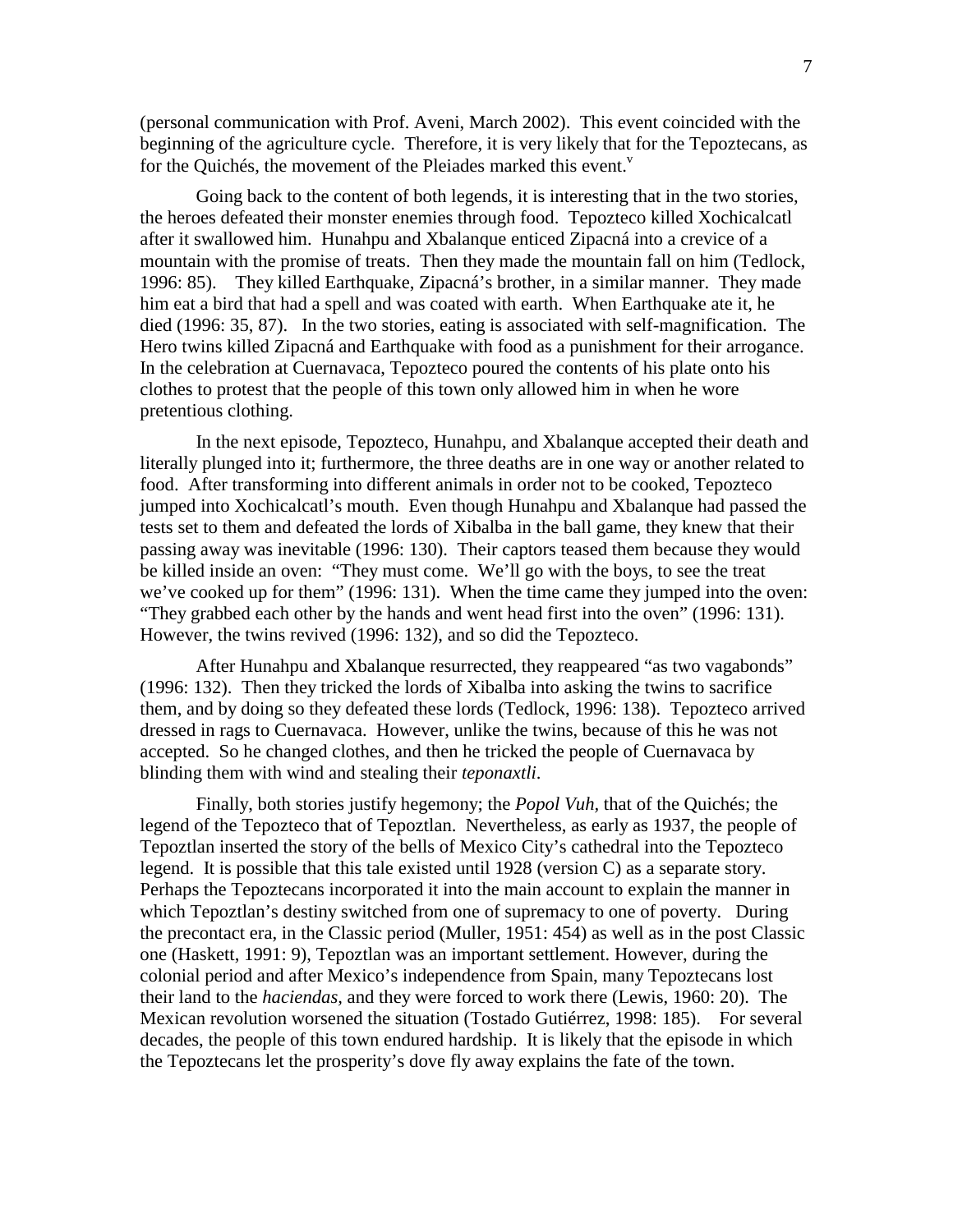(personal communication with Prof. Aveni, March 2002). This event coincided with the beginning of the agriculture cycle. Therefore, it is very likely that for the Tepoztecans, as for the Quichés, the movement of the Pleiades marked this event.[v]

Going back to the content of both legends, it is interesting that in the two stories, the heroes defeated their monster enemies through food. Tepozteco killed Xochicalcatl after it swallowed him. Hunahpu and Xbalanque enticed Zipacná into a crevice of a mountain with the promise of treats. Then they made the mountain fall on him (Tedlock, 1996: 85). They killed Earthquake, Zipacná's brother, in a similar manner. They made him eat a bird that had a spell and was coated with earth. When Earthquake ate it, he died (1996: 35, 87). In the two stories, eating is associated with self-magnification. The Hero twins killed Zipacná and Earthquake with food as a punishment for their arrogance. In the celebration at Cuernavaca, Tepozteco poured the contents of his plate onto his clothes to protest that the people of this town only allowed him in when he wore pretentious clothing.

In the next episode, Tepozteco, Hunahpu, and Xbalanque accepted their death and literally plunged into it; furthermore, the three deaths are in one way or another related to food. After transforming into different animals in order not to be cooked, Tepozteco jumped into Xochicalcatl's mouth. Even though Hunahpu and Xbalanque had passed the tests set to them and defeated the lords of Xibalba in the ball game, they knew that their passing away was inevitable (1996: 130). Their captors teased them because they would be killed inside an oven: "They must come. We'll go with the boys, to see the treat we've cooked up for them" (1996: 131). When the time came they jumped into the oven: "They grabbed each other by the hands and went head first into the oven" (1996: 131). However, the twins revived (1996: 132), and so did the Tepozteco.

After Hunahpu and Xbalanque resurrected, they reappeared "as two vagabonds" (1996: 132). Then they tricked the lords of Xibalba into asking the twins to sacrifice them, and by doing so they defeated these lords (Tedlock, 1996: 138). Tepozteco arrived dressed in rags to Cuernavaca. However, unlike the twins, because of this he was not accepted. So he changed clothes, and then he tricked the people of Cuernavaca by blinding them with wind and stealing their *teponaxtli*.

Finally, both stories justify hegemony; the *Popol Vuh,* that of the Quichés; the legend of the Tepozteco that of Tepoztlan. Nevertheless, as early as 1937, the people of Tepoztlan inserted the story of the bells of Mexico City's cathedral into the Tepozteco legend. It is possible that this tale existed until 1928 (version C) as a separate story. Perhaps the Tepoztecans incorporated it into the main account to explain the manner in which Tepoztlan's destiny switched from one of supremacy to one of poverty. During the precontact era, in the Classic period (Muller, 1951: 454) as well as in the post Classic one (Haskett, 1991: 9), Tepoztlan was an important settlement. However, during the colonial period and after Mexico's independence from Spain, many Tepoztecans lost their land to the *haciendas,* and they were forced to work there (Lewis, 1960: 20). The Mexican revolution worsened the situation (Tostado Gutiérrez, 1998: 185). For several decades, the people of this town endured hardship. It is likely that the episode in which the Tepoztecans let the prosperity's dove fly away explains the fate of the town.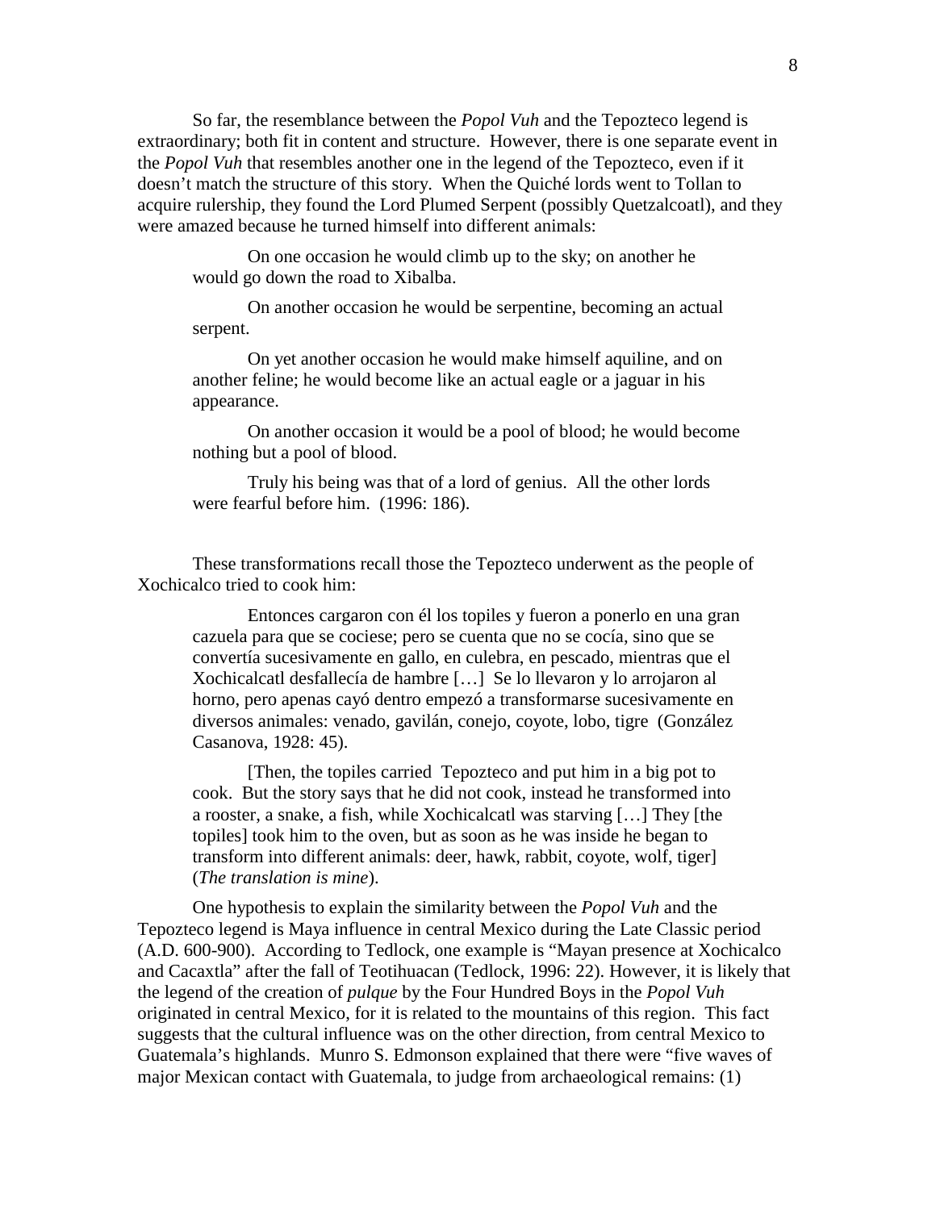So far, the resemblance between the *Popol Vuh* and the Tepozteco legend is extraordinary; both fit in content and structure. However, there is one separate event in the *Popol Vuh* that resembles another one in the legend of the Tepozteco, even if it doesn't match the structure of this story. When the Quiché lords went to Tollan to acquire rulership, they found the Lord Plumed Serpent (possibly Quetzalcoatl), and they were amazed because he turned himself into different animals:

> On one occasion he would climb up to the sky; on another he would go down the road to Xibalba.
>
> On another occasion he would be serpentine, becoming an actual serpent.
>
> On yet another occasion he would make himself aquiline, and on another feline; he would become like an actual eagle or a jaguar in his appearance.
>
> On another occasion it would be a pool of blood; he would become nothing but a pool of blood.
>
> Truly his being was that of a lord of genius. All the other lords were fearful before him. (1996: 186).

These transformations recall those the Tepozteco underwent as the people of Xochicalco tried to cook him:

> Entonces cargaron con él los topiles y fueron a ponerlo en una gran cazuela para que se cociese; pero se cuenta que no se cocía, sino que se convertía sucesivamente en gallo, en culebra, en pescado, mientras que el Xochicalcatl desfallecía de hambre […] Se lo llevaron y lo arrojaron al horno, pero apenas cayó dentro empezó a transformarse sucesivamente en diversos animales: venado, gavilán, conejo, coyote, lobo, tigre (González Casanova, 1928: 45).
>
> [Then, the topiles carried Tepozteco and put him in a big pot to cook. But the story says that he did not cook, instead he transformed into a rooster, a snake, a fish, while Xochicalcatl was starving […] They [the topiles] took him to the oven, but as soon as he was inside he began to transform into different animals: deer, hawk, rabbit, coyote, wolf, tiger] (*The translation is mine*).

One hypothesis to explain the similarity between the *Popol Vuh* and the Tepozteco legend is Maya influence in central Mexico during the Late Classic period (A.D. 600-900). According to Tedlock, one example is "Mayan presence at Xochicalco and Cacaxtla" after the fall of Teotihuacan (Tedlock, 1996: 22). However, it is likely that the legend of the creation of *pulque* by the Four Hundred Boys in the *Popol Vuh* originated in central Mexico, for it is related to the mountains of this region. This fact suggests that the cultural influence was on the other direction, from central Mexico to Guatemala's highlands. Munro S. Edmonson explained that there were "five waves of major Mexican contact with Guatemala, to judge from archaeological remains: (1)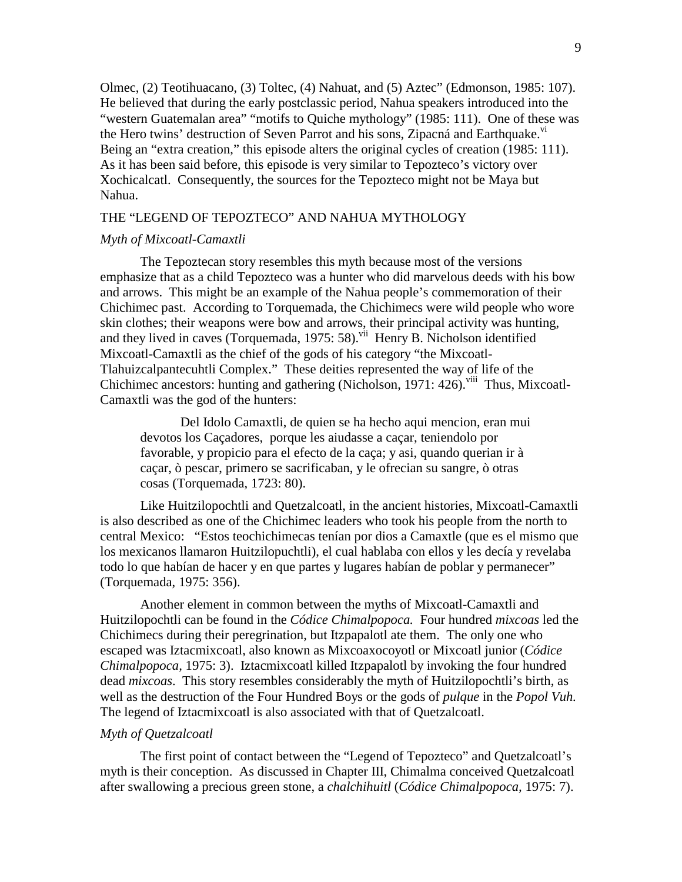Olmec, (2) Teotihuacano, (3) Toltec, (4) Nahuat, and (5) Aztec" (Edmonson, 1985: 107). He believed that during the early postclassic period, Nahua speakers introduced into the "western Guatemalan area" "motifs to Quiche mythology" (1985: 111). One of these was the Hero twins' destruction of Seven Parrot and his sons, Zipacná and Earthquake.[vi] Being an "extra creation," this episode alters the original cycles of creation (1985: 111). As it has been said before, this episode is very similar to Tepozteco's victory over Xochicalcatl. Consequently, the sources for the Tepozteco might not be Maya but Nahua.

## THE "LEGEND OF TEPOZTECO" AND NAHUA MYTHOLOGY

### *Myth of Mixcoatl-Camaxtli*

The Tepoztecan story resembles this myth because most of the versions emphasize that as a child Tepozteco was a hunter who did marvelous deeds with his bow and arrows. This might be an example of the Nahua people's commemoration of their Chichimec past. According to Torquemada, the Chichimecs were wild people who wore skin clothes; their weapons were bow and arrows, their principal activity was hunting, and they lived in caves (Torquemada, 1975: 58).[vii] Henry B. Nicholson identified Mixcoatl-Camaxtli as the chief of the gods of his category "the Mixcoatl-Tlahuizcalpantecuhtli Complex." These deities represented the way of life of the Chichimec ancestors: hunting and gathering (Nicholson, 1971: 426).[viii] Thus, Mixcoatl-Camaxtli was the god of the hunters:

> Del Idolo Camaxtli, de quien se ha hecho aqui mencion, eran mui devotos los Caçadores, porque les aiudasse a caçar, teniendolo por favorable, y propicio para el efecto de la caça; y asi, quando querian ir à caçar, ò pescar, primero se sacrificaban, y le ofrecian su sangre, ò otras cosas (Torquemada, 1723: 80).

Like Huitzilopochtli and Quetzalcoatl, in the ancient histories, Mixcoatl-Camaxtli is also described as one of the Chichimec leaders who took his people from the north to central Mexico: "Estos teochichimecas teníam por dios a Camaxtle (que es el mismo que los mexicanos llamaron Huitzilopuchtli), el cual hablaba con ellos y les decía y revelaba todo lo que habían de hacer y en que partes y lugares habían de poblar y permanecer" (Torquemada, 1975: 356).

Another element in common between the myths of Mixcoatl-Camaxtli and Huitzilopochtli can be found in the *Códice Chimalpopoca.* Four hundred *mixcoas* led the Chichimecs during their peregrination, but Itzpapalotl ate them. The only one who escaped was Iztacmixcoatl, also known as Mixcoaxocoyotl or Mixcoatl junior (*Códice Chimalpopoca,* 1975: 3). Iztacmixcoatl killed Itzpapalotl by invoking the four hundred dead *mixcoas*. This story resembles considerably the myth of Huitzilopochtli's birth, as well as the destruction of the Four Hundred Boys or the gods of *pulque* in the *Popol Vuh.* The legend of Iztacmixcoatl is also associated with that of Quetzalcoatl.

### *Myth of Quetzalcoatl*

The first point of contact between the "Legend of Tepozteco" and Quetzalcoatl's myth is their conception. As discussed in Chapter III, Chimalma conceived Quetzalcoatl after swallowing a precious green stone, a *chalchihuitl* (*Códice Chimalpopoca,* 1975: 7).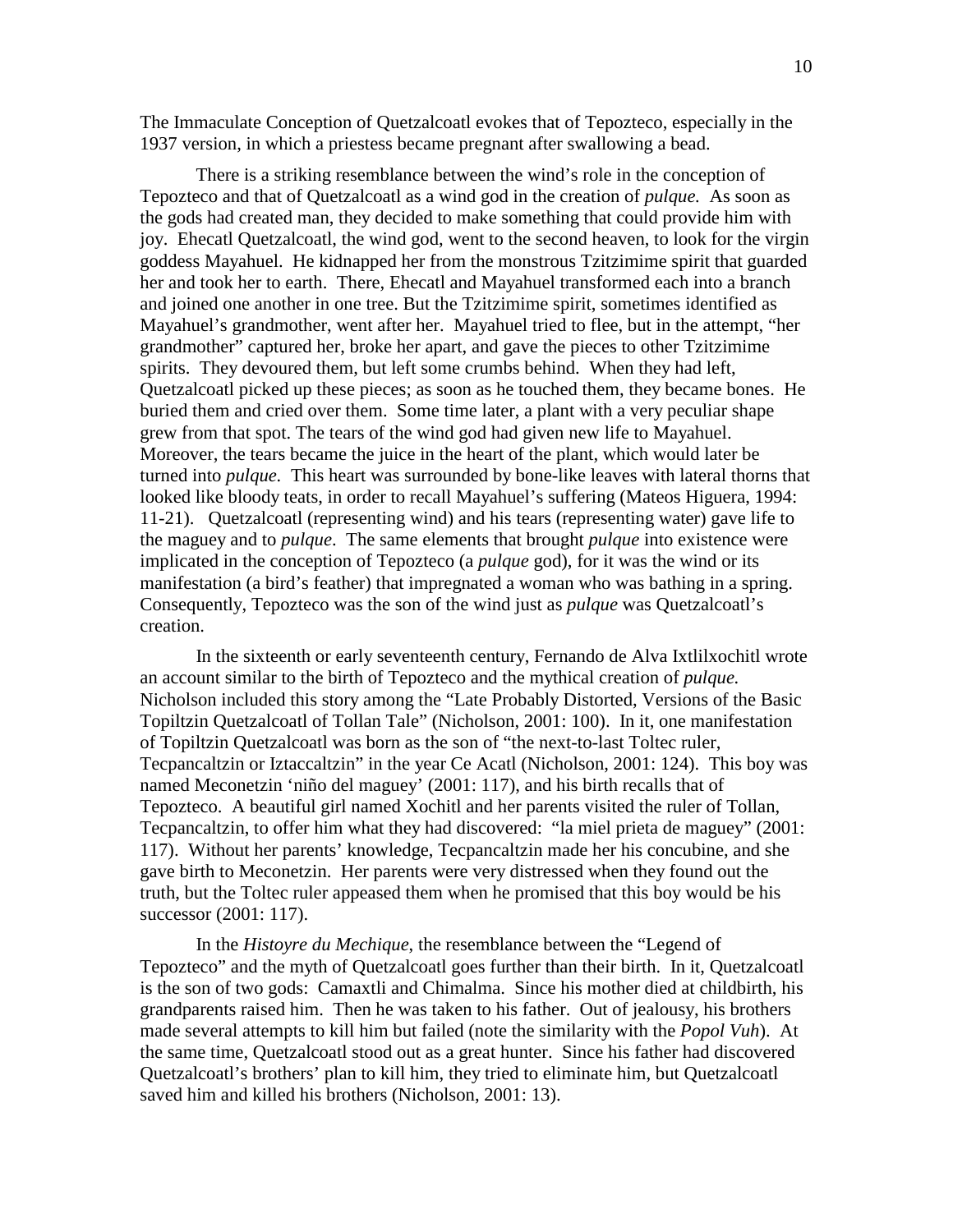The Immaculate Conception of Quetzalcoatl evokes that of Tepozteco, especially in the 1937 version, in which a priestess became pregnant after swallowing a bead.

There is a striking resemblance between the wind's role in the conception of Tepozteco and that of Quetzalcoatl as a wind god in the creation of *pulque.* As soon as the gods had created man, they decided to make something that could provide him with joy. Ehecatl Quetzalcoatl, the wind god, went to the second heaven, to look for the virgin goddess Mayahuel. He kidnapped her from the monstrous Tzitzimime spirit that guarded her and took her to earth. There, Ehecatl and Mayahuel transformed each into a branch and joined one another in one tree. But the Tzitzimime spirit, sometimes identified as Mayahuel's grandmother, went after her. Mayahuel tried to flee, but in the attempt, "her grandmother" captured her, broke her apart, and gave the pieces to other Tzitzimime spirits. They devoured them, but left some crumbs behind. When they had left, Quetzalcoatl picked up these pieces; as soon as he touched them, they became bones. He buried them and cried over them. Some time later, a plant with a very peculiar shape grew from that spot. The tears of the wind god had given new life to Mayahuel. Moreover, the tears became the juice in the heart of the plant, which would later be turned into *pulque.* This heart was surrounded by bone-like leaves with lateral thorns that looked like bloody teats, in order to recall Mayahuel's suffering (Mateos Higuera, 1994: 11-21). Quetzalcoatl (representing wind) and his tears (representing water) gave life to the maguey and to *pulque*. The same elements that brought *pulque* into existence were implicated in the conception of Tepozteco (a *pulque* god), for it was the wind or its manifestation (a bird's feather) that impregnated a woman who was bathing in a spring. Consequently, Tepozteco was the son of the wind just as *pulque* was Quetzalcoatl's creation.

In the sixteenth or early seventeenth century, Fernando de Alva Ixtlilxochitl wrote an account similar to the birth of Tepozteco and the mythical creation of *pulque.* Nicholson included this story among the "Late Probably Distorted, Versions of the Basic Topiltzin Quetzalcoatl of Tollan Tale" (Nicholson, 2001: 100). In it, one manifestation of Topiltzin Quetzalcoatl was born as the son of "the next-to-last Toltec ruler, Tecpancaltzin or Iztaccaltzin" in the year Ce Acatl (Nicholson, 2001: 124). This boy was named Meconetzin 'niño del maguey' (2001: 117), and his birth recalls that of Tepozteco. A beautiful girl named Xochitl and her parents visited the ruler of Tollan, Tecpancaltzin, to offer him what they had discovered: "la miel prieta de maguey" (2001: 117). Without her parents' knowledge, Tecpancaltzin made her his concubine, and she gave birth to Meconetzin. Her parents were very distressed when they found out the truth, but the Toltec ruler appeased them when he promised that this boy would be his successor (2001: 117).

In the *Histoyre du Mechique*, the resemblance between the "Legend of Tepozteco" and the myth of Quetzalcoatl goes further than their birth. In it, Quetzalcoatl is the son of two gods: Camaxtli and Chimalma. Since his mother died at childbirth, his grandparents raised him. Then he was taken to his father. Out of jealousy, his brothers made several attempts to kill him but failed (note the similarity with the *Popol Vuh*). At the same time, Quetzalcoatl stood out as a great hunter. Since his father had discovered Quetzalcoatl's brothers' plan to kill him, they tried to eliminate him, but Quetzalcoatl saved him and killed his brothers (Nicholson, 2001: 13).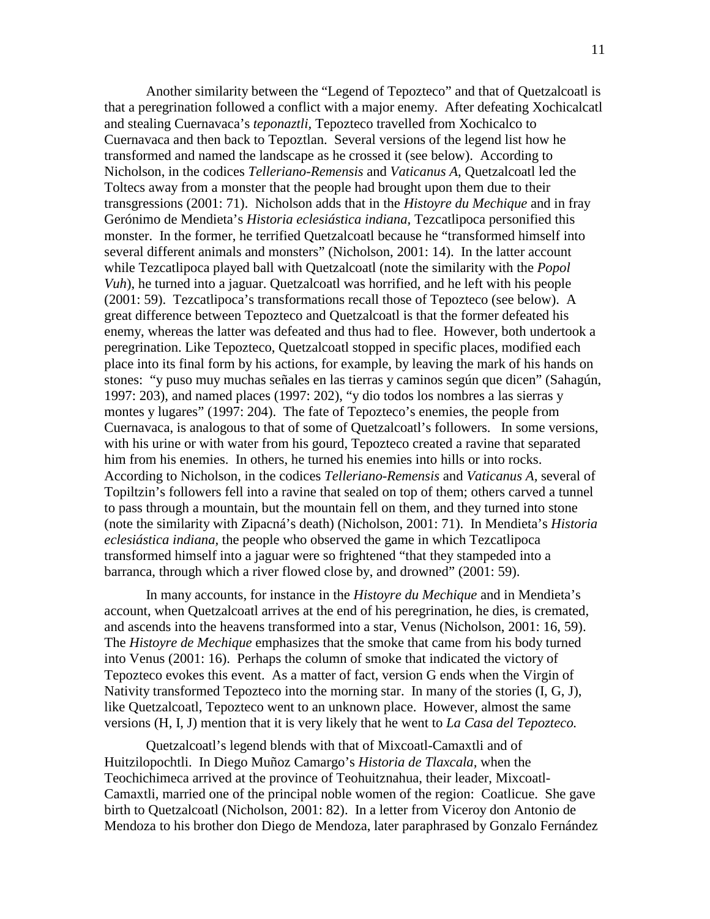Another similarity between the "Legend of Tepozteco" and that of Quetzalcoatl is that a peregrination followed a conflict with a major enemy. After defeating Xochicalcatl and stealing Cuernavaca's *teponaztli*, Tepozteco travelled from Xochicalco to Cuernavaca and then back to Tepoztlan. Several versions of the legend list how he transformed and named the landscape as he crossed it (see below). According to Nicholson, in the codices *Telleriano-Remensis* and *Vaticanus A*, Quetzalcoatl led the Toltecs away from a monster that the people had brought upon them due to their transgressions (2001: 71). Nicholson adds that in the *Histoyre du Mechique* and in fray Gerónimo de Mendieta's *Historia eclesiástica indiana*, Tezcatlipoca personified this monster. In the former, he terrified Quetzalcoatl because he "transformed himself into several different animals and monsters" (Nicholson, 2001: 14). In the latter account while Tezcatlipoca played ball with Quetzalcoatl (note the similarity with the *Popol Vuh*), he turned into a jaguar. Quetzalcoatl was horrified, and he left with his people (2001: 59). Tezcatlipoca's transformations recall those of Tepozteco (see below). A great difference between Tepozteco and Quetzalcoatl is that the former defeated his enemy, whereas the latter was defeated and thus had to flee. However, both undertook a peregrination. Like Tepozteco, Quetzalcoatl stopped in specific places, modified each place into its final form by his actions, for example, by leaving the mark of his hands on stones: "y puso muy muchas señales en las tierras y caminos según que dicen" (Sahagún, 1997: 203), and named places (1997: 202), "y dio todos los nombres a las sierras y montes y lugares" (1997: 204). The fate of Tepozteco's enemies, the people from Cuernavaca, is analogous to that of some of Quetzalcoatl's followers. In some versions, with his urine or with water from his gourd, Tepozteco created a ravine that separated him from his enemies. In others, he turned his enemies into hills or into rocks. According to Nicholson, in the codices *Telleriano-Remensis* and *Vaticanus A*, several of Topiltzin's followers fell into a ravine that sealed on top of them; others carved a tunnel to pass through a mountain, but the mountain fell on them, and they turned into stone (note the similarity with Zipacná's death) (Nicholson, 2001: 71). In Mendieta's *Historia eclesiástica indiana*, the people who observed the game in which Tezcatlipoca transformed himself into a jaguar were so frightened "that they stampeded into a barranca, through which a river flowed close by, and drowned" (2001: 59).

In many accounts, for instance in the *Histoyre du Mechique* and in Mendieta's account, when Quetzalcoatl arrives at the end of his peregrination, he dies, is cremated, and ascends into the heavens transformed into a star, Venus (Nicholson, 2001: 16, 59). The *Histoyre de Mechique* emphasizes that the smoke that came from his body turned into Venus (2001: 16). Perhaps the column of smoke that indicated the victory of Tepozteco evokes this event. As a matter of fact, version G ends when the Virgin of Nativity transformed Tepozteco into the morning star. In many of the stories (I, G, J), like Quetzalcoatl, Tepozteco went to an unknown place. However, almost the same versions (H, I, J) mention that it is very likely that he went to *La Casa del Tepozteco.*

Quetzalcoatl's legend blends with that of Mixcoatl-Camaxtli and of Huitzilopochtli. In Diego Muñoz Camargo's *Historia de Tlaxcala*, when the Teochichimeca arrived at the province of Teohuitznahua, their leader, Mixcoatl-Camaxtli, married one of the principal noble women of the region: Coatlicue. She gave birth to Quetzalcoatl (Nicholson, 2001: 82). In a letter from Viceroy don Antonio de Mendoza to his brother don Diego de Mendoza, later paraphrased by Gonzalo Fernández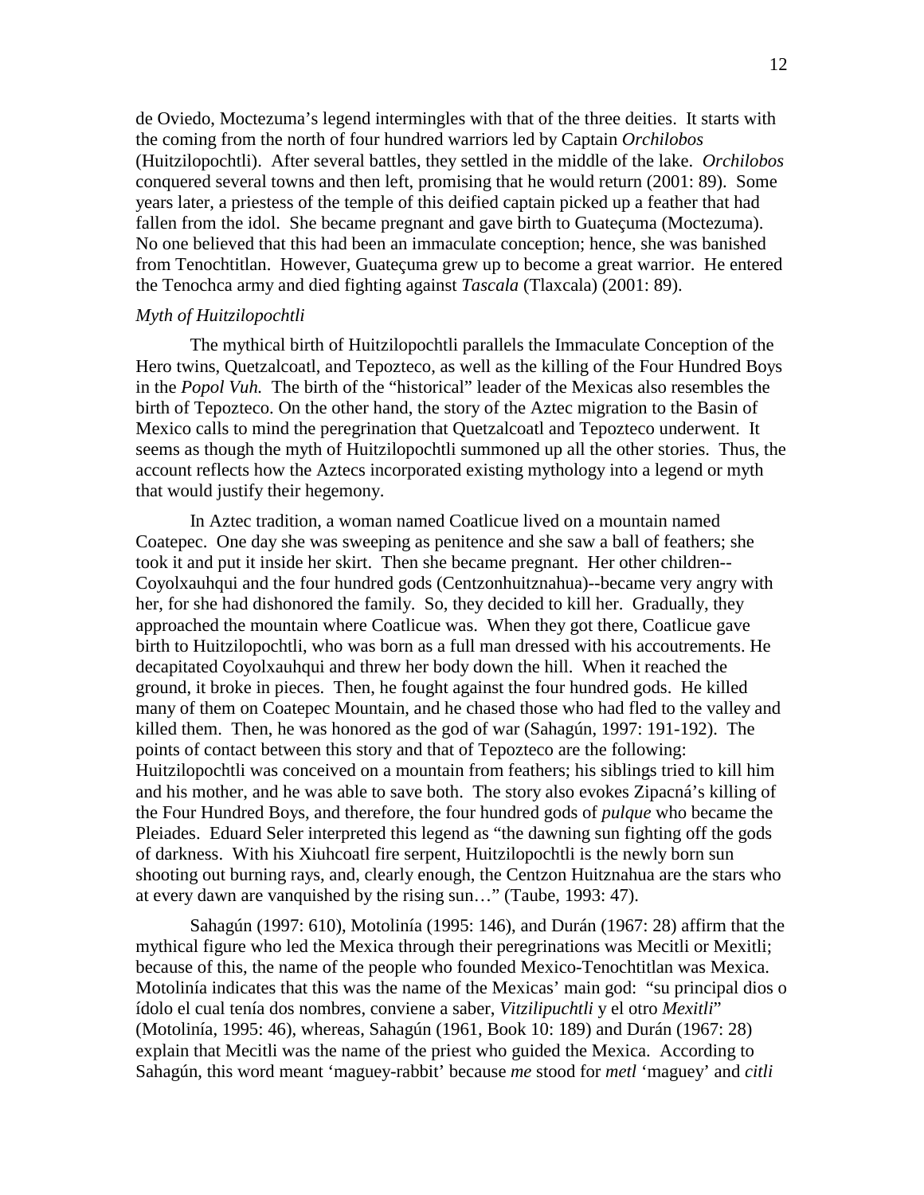de Oviedo, Moctezuma's legend intermingles with that of the three deities. It starts with the coming from the north of four hundred warriors led by Captain *Orchilobos* (Huitzilopochtli). After several battles, they settled in the middle of the lake. *Orchilobos* conquered several towns and then left, promising that he would return (2001: 89). Some years later, a priestess of the temple of this deified captain picked up a feather that had fallen from the idol. She became pregnant and gave birth to Guateçuma (Moctezuma). No one believed that this had been an immaculate conception; hence, she was banished from Tenochtitlan. However, Guateçuma grew up to become a great warrior. He entered the Tenochca army and died fighting against *Tascala* (Tlaxcala) (2001: 89).

*Myth of Huitzilopochtli*

The mythical birth of Huitzilopochtli parallels the Immaculate Conception of the Hero twins, Quetzalcoatl, and Tepozteco, as well as the killing of the Four Hundred Boys in the *Popol Vuh.* The birth of the "historical" leader of the Mexicas also resembles the birth of Tepozteco. On the other hand, the story of the Aztec migration to the Basin of Mexico calls to mind the peregrination that Quetzalcoatl and Tepozteco underwent. It seems as though the myth of Huitzilopochtli summoned up all the other stories. Thus, the account reflects how the Aztecs incorporated existing mythology into a legend or myth that would justify their hegemony.

In Aztec tradition, a woman named Coatlicue lived on a mountain named Coatepec. One day she was sweeping as penitence and she saw a ball of feathers; she took it and put it inside her skirt. Then she became pregnant. Her other children--Coyolxauhqui and the four hundred gods (Centzonhuitznahua)--became very angry with her, for she had dishonored the family. So, they decided to kill her. Gradually, they approached the mountain where Coatlicue was. When they got there, Coatlicue gave birth to Huitzilopochtli, who was born as a full man dressed with his accoutrements. He decapitated Coyolxauhqui and threw her body down the hill. When it reached the ground, it broke in pieces. Then, he fought against the four hundred gods. He killed many of them on Coatepec Mountain, and he chased those who had fled to the valley and killed them. Then, he was honored as the god of war (Sahagún, 1997: 191-192). The points of contact between this story and that of Tepozteco are the following: Huitzilopochtli was conceived on a mountain from feathers; his siblings tried to kill him and his mother, and he was able to save both. The story also evokes Zipacná's killing of the Four Hundred Boys, and therefore, the four hundred gods of *pulque* who became the Pleiades. Eduard Seler interpreted this legend as "the dawning sun fighting off the gods of darkness. With his Xiuhcoatl fire serpent, Huitzilopochtli is the newly born sun shooting out burning rays, and, clearly enough, the Centzon Huitznahua are the stars who at every dawn are vanquished by the rising sun…" (Taube, 1993: 47).

Sahagún (1997: 610), Motolinía (1995: 146), and Durán (1967: 28) affirm that the mythical figure who led the Mexica through their peregrinations was Mecitli or Mexitli; because of this, the name of the people who founded Mexico-Tenochtitlan was Mexica. Motolinía indicates that this was the name of the Mexicas' main god: "su principal dios o ídolo el cual tenía dos nombres, conviene a saber, *Vitzilipuchtli* y el otro *Mexitli*" (Motolinía, 1995: 46), whereas, Sahagún (1961, Book 10: 189) and Durán (1967: 28) explain that Mecitli was the name of the priest who guided the Mexica. According to Sahagún, this word meant 'maguey-rabbit' because *me* stood for *metl* 'maguey' and *citli*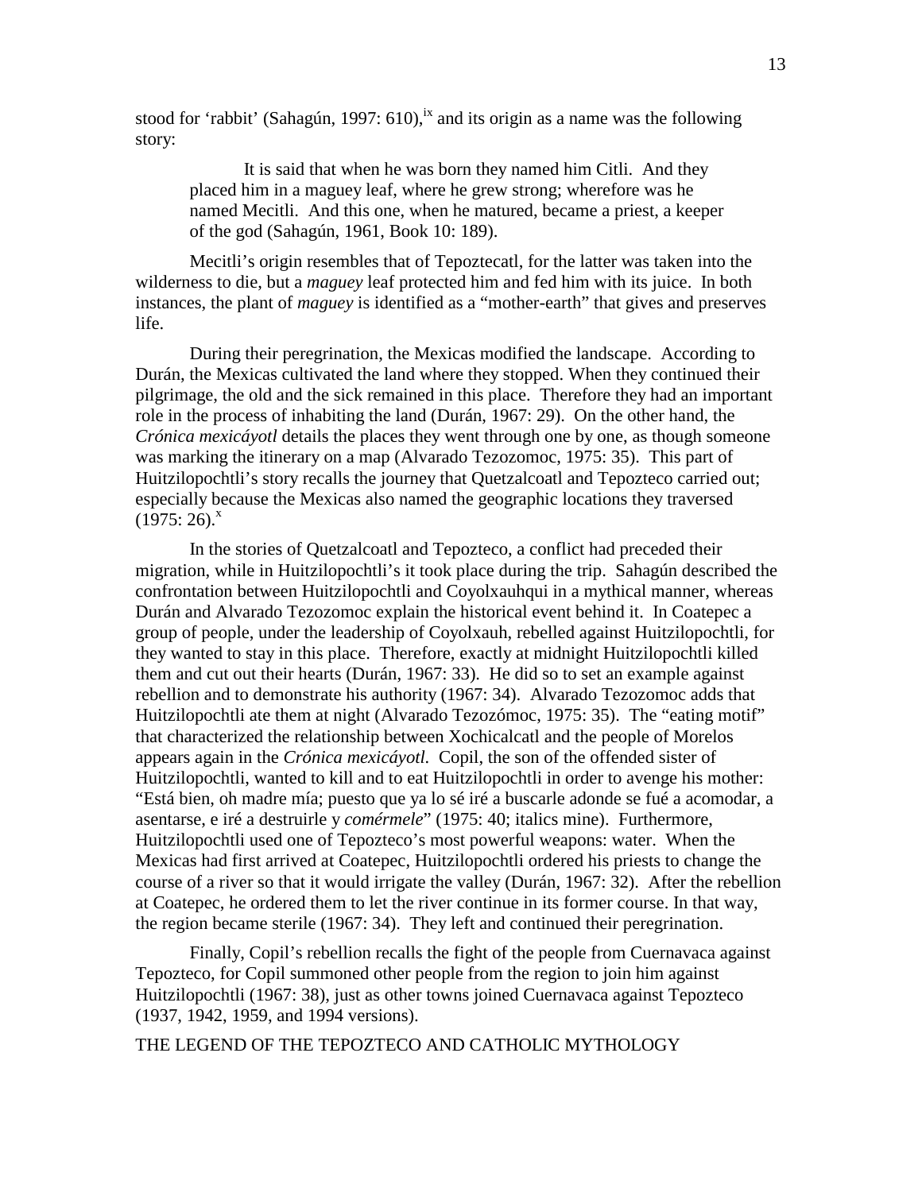stood for 'rabbit' (Sahagún, 1997: 610),[ix] and its origin as a name was the following story:

> It is said that when he was born they named him Citli. And they placed him in a maguey leaf, where he grew strong; wherefore was he named Mecitli. And this one, when he matured, became a priest, a keeper of the god (Sahagún, 1961, Book 10: 189).

Mecitli's origin resembles that of Tepoztecatl, for the latter was taken into the wilderness to die, but a *maguey* leaf protected him and fed him with its juice. In both instances, the plant of *maguey* is identified as a "mother-earth" that gives and preserves life.

During their peregrination, the Mexicas modified the landscape. According to Durán, the Mexicas cultivated the land where they stopped. When they continued their pilgrimage, the old and the sick remained in this place. Therefore they had an important role in the process of inhabiting the land (Durán, 1967: 29). On the other hand, the *Crónica mexicáyotl* details the places they went through one by one, as though someone was marking the itinerary on a map (Alvarado Tezozomoc, 1975: 35). This part of Huitzilopochtli's story recalls the journey that Quetzalcoatl and Tepozteco carried out; especially because the Mexicas also named the geographic locations they traversed (1975: 26).[x]

In the stories of Quetzalcoatl and Tepozteco, a conflict had preceded their migration, while in Huitzilopochtli's it took place during the trip. Sahagún described the confrontation between Huitzilopochtli and Coyolxauhqui in a mythical manner, whereas Durán and Alvarado Tezozomoc explain the historical event behind it. In Coatepec a group of people, under the leadership of Coyolxauh, rebelled against Huitzilopochtli, for they wanted to stay in this place. Therefore, exactly at midnight Huitzilopochtli killed them and cut out their hearts (Durán, 1967: 33). He did so to set an example against rebellion and to demonstrate his authority (1967: 34). Alvarado Tezozomoc adds that Huitzilopochtli ate them at night (Alvarado Tezozómoc, 1975: 35). The "eating motif" that characterized the relationship between Xochicalcatl and the people of Morelos appears again in the *Crónica mexicáyotl*. Copil, the son of the offended sister of Huitzilopochtli, wanted to kill and to eat Huitzilopochtli in order to avenge his mother: "Está bien, oh madre mía; puesto que ya lo sé iré a buscarle adonde se fué a acomodar, a asentarse, e iré a destruirle y *comérmele*" (1975: 40; italics mine). Furthermore, Huitzilopochtli used one of Tepozteco's most powerful weapons: water. When the Mexicas had first arrived at Coatepec, Huitzilopochtli ordered his priests to change the course of a river so that it would irrigate the valley (Durán, 1967: 32). After the rebellion at Coatepec, he ordered them to let the river continue in its former course. In that way, the region became sterile (1967: 34). They left and continued their peregrination.

Finally, Copil's rebellion recalls the fight of the people from Cuernavaca against Tepozteco, for Copil summoned other people from the region to join him against Huitzilopochtli (1967: 38), just as other towns joined Cuernavaca against Tepozteco (1937, 1942, 1959, and 1994 versions).

## THE LEGEND OF THE TEPOZTECO AND CATHOLIC MYTHOLOGY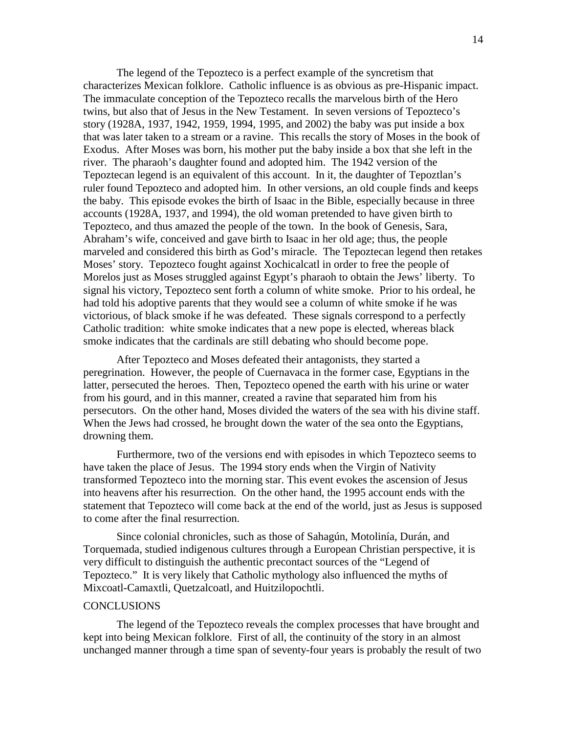The legend of the Tepozteco is a perfect example of the syncretism that characterizes Mexican folklore. Catholic influence is as obvious as pre-Hispanic impact. The immaculate conception of the Tepozteco recalls the marvelous birth of the Hero twins, but also that of Jesus in the New Testament. In seven versions of Tepozteco's story (1928A, 1937, 1942, 1959, 1994, 1995, and 2002) the baby was put inside a box that was later taken to a stream or a ravine. This recalls the story of Moses in the book of Exodus. After Moses was born, his mother put the baby inside a box that she left in the river. The pharaoh's daughter found and adopted him. The 1942 version of the Tepoztecan legend is an equivalent of this account. In it, the daughter of Tepoztlan's ruler found Tepozteco and adopted him. In other versions, an old couple finds and keeps the baby. This episode evokes the birth of Isaac in the Bible, especially because in three accounts (1928A, 1937, and 1994), the old woman pretended to have given birth to Tepozteco, and thus amazed the people of the town. In the book of Genesis, Sara, Abraham's wife, conceived and gave birth to Isaac in her old age; thus, the people marveled and considered this birth as God's miracle. The Tepoztecan legend then retakes Moses' story. Tepozteco fought against Xochicalcatl in order to free the people of Morelos just as Moses struggled against Egypt's pharaoh to obtain the Jews' liberty. To signal his victory, Tepozteco sent forth a column of white smoke. Prior to his ordeal, he had told his adoptive parents that they would see a column of white smoke if he was victorious, of black smoke if he was defeated. These signals correspond to a perfectly Catholic tradition: white smoke indicates that a new pope is elected, whereas black smoke indicates that the cardinals are still debating who should become pope.

After Tepozteco and Moses defeated their antagonists, they started a peregrination. However, the people of Cuernavaca in the former case, Egyptians in the latter, persecuted the heroes. Then, Tepozteco opened the earth with his urine or water from his gourd, and in this manner, created a ravine that separated him from his persecutors. On the other hand, Moses divided the waters of the sea with his divine staff. When the Jews had crossed, he brought down the water of the sea onto the Egyptians, drowning them.

Furthermore, two of the versions end with episodes in which Tepozteco seems to have taken the place of Jesus. The 1994 story ends when the Virgin of Nativity transformed Tepozteco into the morning star. This event evokes the ascension of Jesus into heavens after his resurrection. On the other hand, the 1995 account ends with the statement that Tepozteco will come back at the end of the world, just as Jesus is supposed to come after the final resurrection.

Since colonial chronicles, such as those of Sahagún, Motolinía, Durán, and Torquemada, studied indigenous cultures through a European Christian perspective, it is very difficult to distinguish the authentic precontact sources of the "Legend of Tepozteco." It is very likely that Catholic mythology also influenced the myths of Mixcoatl-Camaxtli, Quetzalcoatl, and Huitzilopochtli.

## CONCLUSIONS

The legend of the Tepozteco reveals the complex processes that have brought and kept into being Mexican folklore. First of all, the continuity of the story in an almost unchanged manner through a time span of seventy-four years is probably the result of two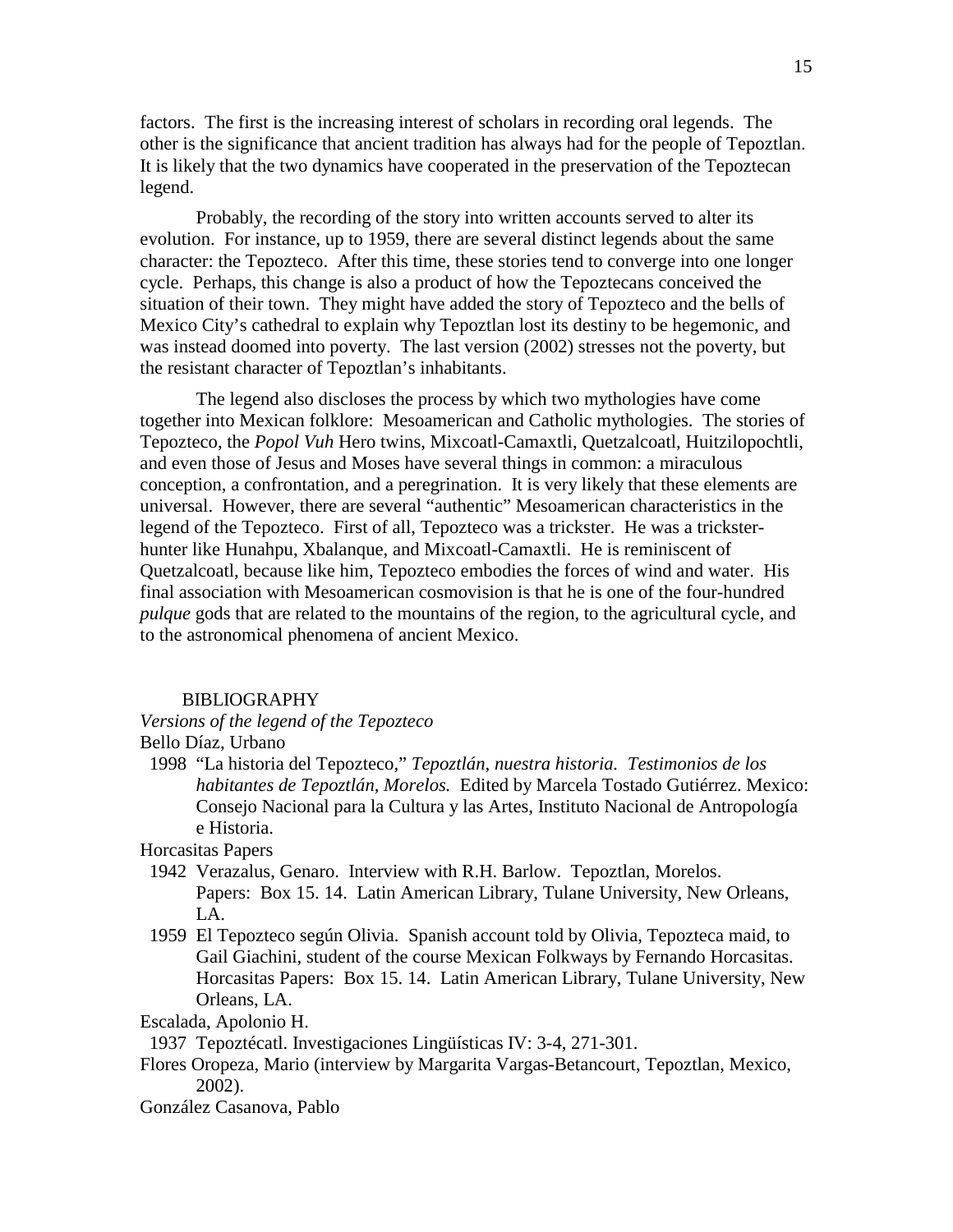factors. The first is the increasing interest of scholars in recording oral legends. The other is the significance that ancient tradition has always had for the people of Tepoztlan. It is likely that the two dynamics have cooperated in the preservation of the Tepoztecan legend.

Probably, the recording of the story into written accounts served to alter its evolution. For instance, up to 1959, there are several distinct legends about the same character: the Tepozteco. After this time, these stories tend to converge into one longer cycle. Perhaps, this change is also a product of how the Tepoztecans conceived the situation of their town. They might have added the story of Tepozteco and the bells of Mexico City's cathedral to explain why Tepoztlan lost its destiny to be hegemonic, and was instead doomed into poverty. The last version (2002) stresses not the poverty, but the resistant character of Tepoztlan's inhabitants.

The legend also discloses the process by which two mythologies have come together into Mexican folklore: Mesoamerican and Catholic mythologies. The stories of Tepozteco, the *Popol Vuh* Hero twins, Mixcoatl-Camaxtli, Quetzalcoatl, Huitzilopochtli, and even those of Jesus and Moses have several things in common: a miraculous conception, a confrontation, and a peregrination. It is very likely that these elements are universal. However, there are several "authentic" Mesoamerican characteristics in the legend of the Tepozteco. First of all, Tepozteco was a trickster. He was a trickster-hunter like Hunahpu, Xbalanque, and Mixcoatl-Camaxtli. He is reminiscent of Quetzalcoatl, because like him, Tepozteco embodies the forces of wind and water. His final association with Mesoamerican cosmovision is that he is one of the four-hundred *pulque* gods that are related to the mountains of the region, to the agricultural cycle, and to the astronomical phenomena of ancient Mexico.

## BIBLIOGRAPHY

*Versions of the legend of the Tepozteco*

Bello Díaz, Urbano

1998 "La historia del Tepozteco," *Tepoztlán, nuestra historia. Testimonios de los habitantes de Tepoztlán, Morelos.* Edited by Marcela Tostado Gutiérrez. Mexico: Consejo Nacional para la Cultura y las Artes, Instituto Nacional de Antropología e Historia.

Horcasitas Papers

1942 Verazalus, Genaro. Interview with R.H. Barlow. Tepoztlan, Morelos. Papers: Box 15. 14. Latin American Library, Tulane University, New Orleans, LA.

1959 El Tepozteco según Olivia. Spanish account told by Olivia, Tepozteca maid, to Gail Giachini, student of the course Mexican Folkways by Fernando Horcasitas. Horcasitas Papers: Box 15. 14. Latin American Library, Tulane University, New Orleans, LA.

Escalada, Apolonio H.

1937 Tepoztécatl. Investigaciones Lingüísticas IV: 3-4, 271-301.

Flores Oropeza, Mario (interview by Margarita Vargas-Betancourt, Tepoztlan, Mexico, 2002).

González Casanova, Pablo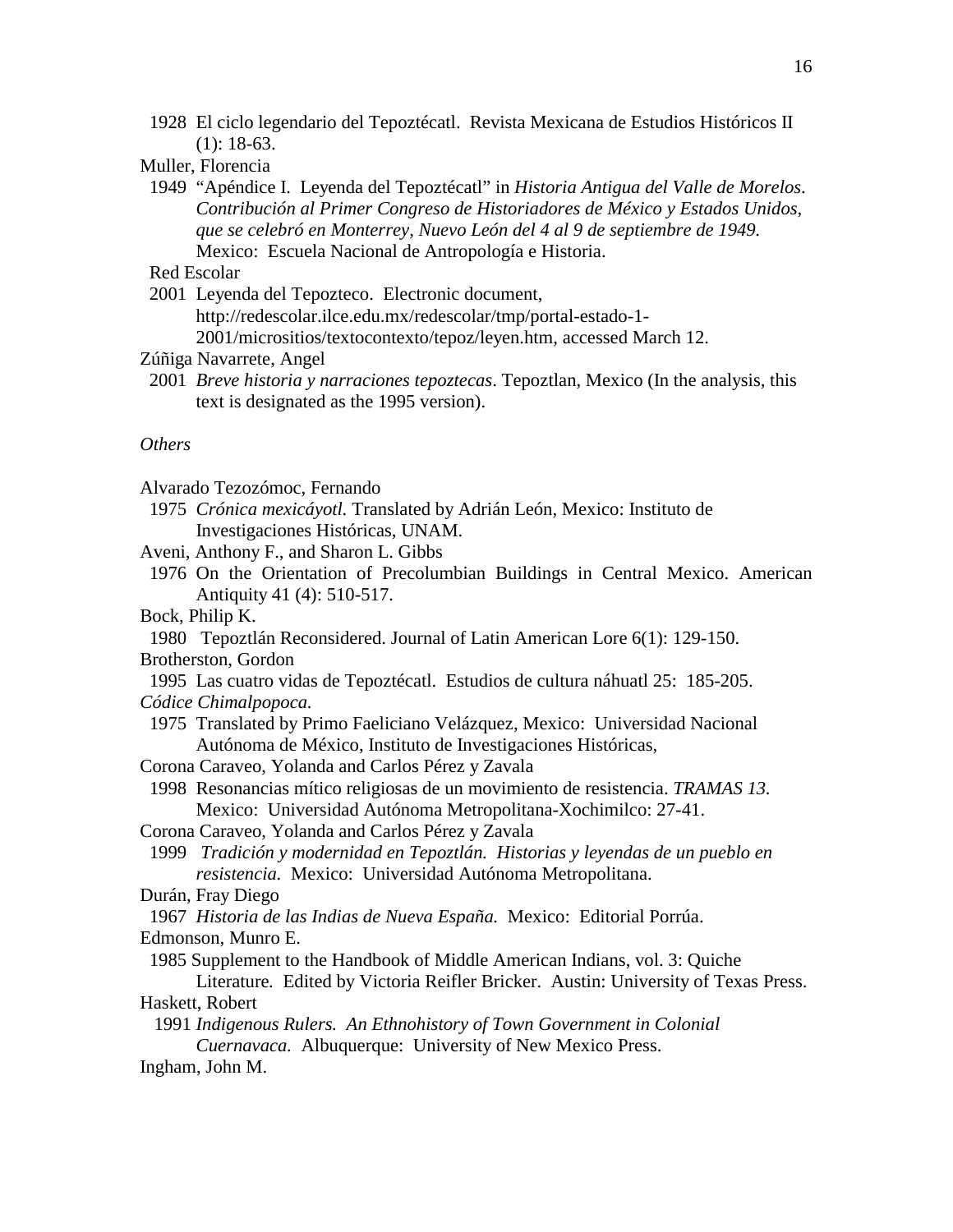1928 El ciclo legendario del Tepoztécatl. Revista Mexicana de Estudios Históricos II (1): 18-63.

Muller, Florencia

1949 "Apéndice I. Leyenda del Tepoztécatl" in *Historia Antigua del Valle de Morelos. Contribución al Primer Congreso de Historiadores de México y Estados Unidos, que se celebró en Monterrey, Nuevo León del 4 al 9 de septiembre de 1949.* Mexico: Escuela Nacional de Antropología e Historia.

Red Escolar

2001 Leyenda del Tepozteco. Electronic document, http://redescolar.ilce.edu.mx/redescolar/tmp/portal-estado-1-2001/micrositios/textocontexto/tepoz/leyen.htm, accessed March 12.

Zúñiga Navarrete, Angel

2001 *Breve historia y narraciones tepoztecas*. Tepoztlan, Mexico (In the analysis, this text is designated as the 1995 version).

*Others*

Alvarado Tezozómoc, Fernando

1975 *Crónica mexicáyotl.* Translated by Adrián León, Mexico: Instituto de Investigaciones Históricas, UNAM.

Aveni, Anthony F., and Sharon L. Gibbs

1976 On the Orientation of Precolumbian Buildings in Central Mexico. American Antiquity 41 (4): 510-517.

Bock, Philip K.

1980 Tepoztlán Reconsidered. Journal of Latin American Lore 6(1): 129-150.

Brotherston, Gordon

1995 Las cuatro vidas de Tepoztécatl. Estudios de cultura náhuatl 25: 185-205.

*Códice Chimalpopoca.*

1975 Translated by Primo Faeliciano Velázquez, Mexico: Universidad Nacional Autónoma de México, Instituto de Investigaciones Históricas,

Corona Caraveo, Yolanda and Carlos Pérez y Zavala

1998 Resonancias mítico religiosas de un movimiento de resistencia. *TRAMAS 13.* Mexico: Universidad Autónoma Metropolitana-Xochimilco: 27-41.

Corona Caraveo, Yolanda and Carlos Pérez y Zavala

1999 *Tradición y modernidad en Tepoztlán. Historias y leyendas de un pueblo en resistencia.* Mexico: Universidad Autónoma Metropolitana.

Durán, Fray Diego

1967 *Historia de las Indias de Nueva España.* Mexico: Editorial Porrúa.

Edmonson, Munro E.

1985 Supplement to the Handbook of Middle American Indians, vol. 3: Quiche Literature. Edited by Victoria Reifler Bricker. Austin: University of Texas Press.

Haskett, Robert

1991 *Indigenous Rulers. An Ethnohistory of Town Government in Colonial Cuernavaca.* Albuquerque: University of New Mexico Press.

Ingham, John M.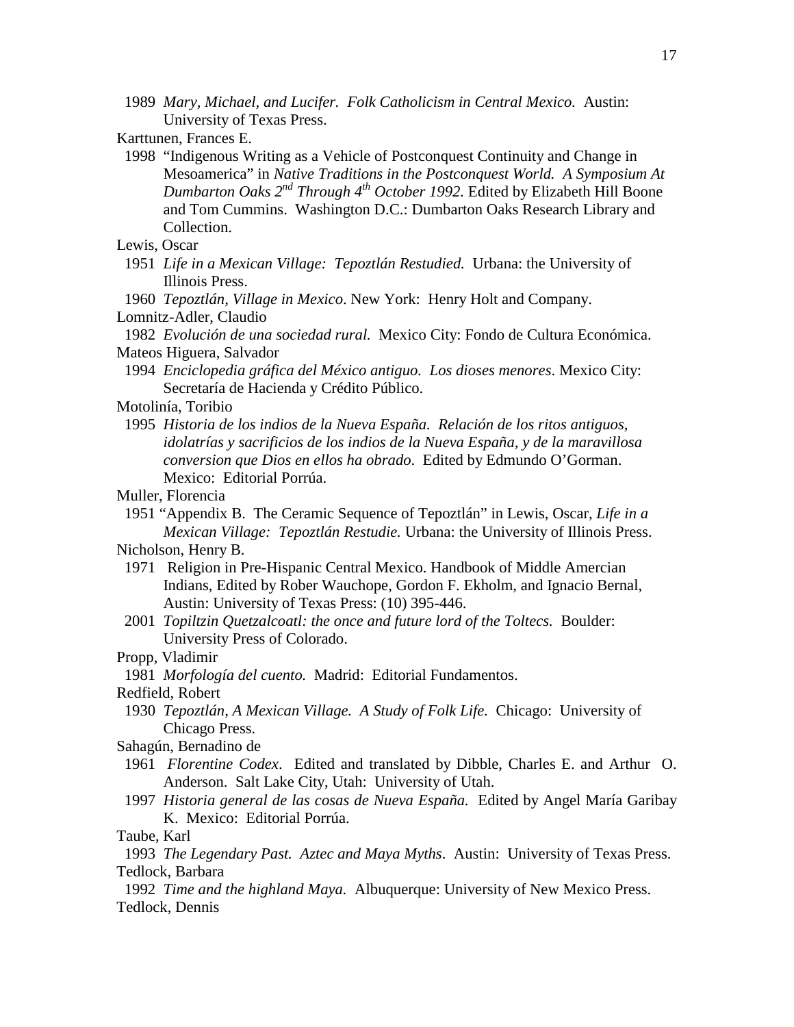1989 *Mary, Michael, and Lucifer. Folk Catholicism in Central Mexico.* Austin: University of Texas Press.

Karttunen, Frances E.

1998 "Indigenous Writing as a Vehicle of Postconquest Continuity and Change in Mesoamerica" in *Native Traditions in the Postconquest World. A Symposium At Dumbarton Oaks 2nd Through 4th October 1992*. Edited by Elizabeth Hill Boone and Tom Cummins. Washington D.C.: Dumbarton Oaks Research Library and Collection.

Lewis, Oscar

1951 *Life in a Mexican Village: Tepoztlán Restudied.* Urbana: the University of Illinois Press.

1960 *Tepoztlán, Village in Mexico*. New York: Henry Holt and Company.

Lomnitz-Adler, Claudio

1982 *Evolución de una sociedad rural.* Mexico City: Fondo de Cultura Económica.

Mateos Higuera, Salvador

1994 *Enciclopedia gráfica del México antiguo. Los dioses menores*. Mexico City: Secretaría de Hacienda y Crédito Público.

Motolinía, Toribio

1995 *Historia de los indios de la Nueva España. Relación de los ritos antiguos, idolatrías y sacrificios de los indios de la Nueva España, y de la maravillosa conversion que Dios en ellos ha obrado*. Edited by Edmundo O'Gorman. Mexico: Editorial Porrúa.

Muller, Florencia

1951 "Appendix B. The Ceramic Sequence of Tepoztlán" in Lewis, Oscar, *Life in a Mexican Village: Tepoztlán Restudie.* Urbana: the University of Illinois Press.

Nicholson, Henry B.

1971 Religion in Pre-Hispanic Central Mexico. Handbook of Middle Amercian Indians, Edited by Rober Wauchope, Gordon F. Ekholm, and Ignacio Bernal, Austin: University of Texas Press: (10) 395-446.

2001 *Topiltzin Quetzalcoatl: the once and future lord of the Toltecs.* Boulder: University Press of Colorado.

Propp, Vladimir

1981 *Morfología del cuento.* Madrid: Editorial Fundamentos.

Redfield, Robert

1930 *Tepoztlán, A Mexican Village. A Study of Folk Life.* Chicago: University of Chicago Press.

Sahagún, Bernadino de

1961 *Florentine Codex*. Edited and translated by Dibble, Charles E. and Arthur O. Anderson. Salt Lake City, Utah: University of Utah.

1997 *Historia general de las cosas de Nueva España.* Edited by Angel María Garibay K. Mexico: Editorial Porrúa.

Taube, Karl

1993 *The Legendary Past. Aztec and Maya Myths*. Austin: University of Texas Press.

Tedlock, Barbara

1992 *Time and the highland Maya.* Albuquerque: University of New Mexico Press.

Tedlock, Dennis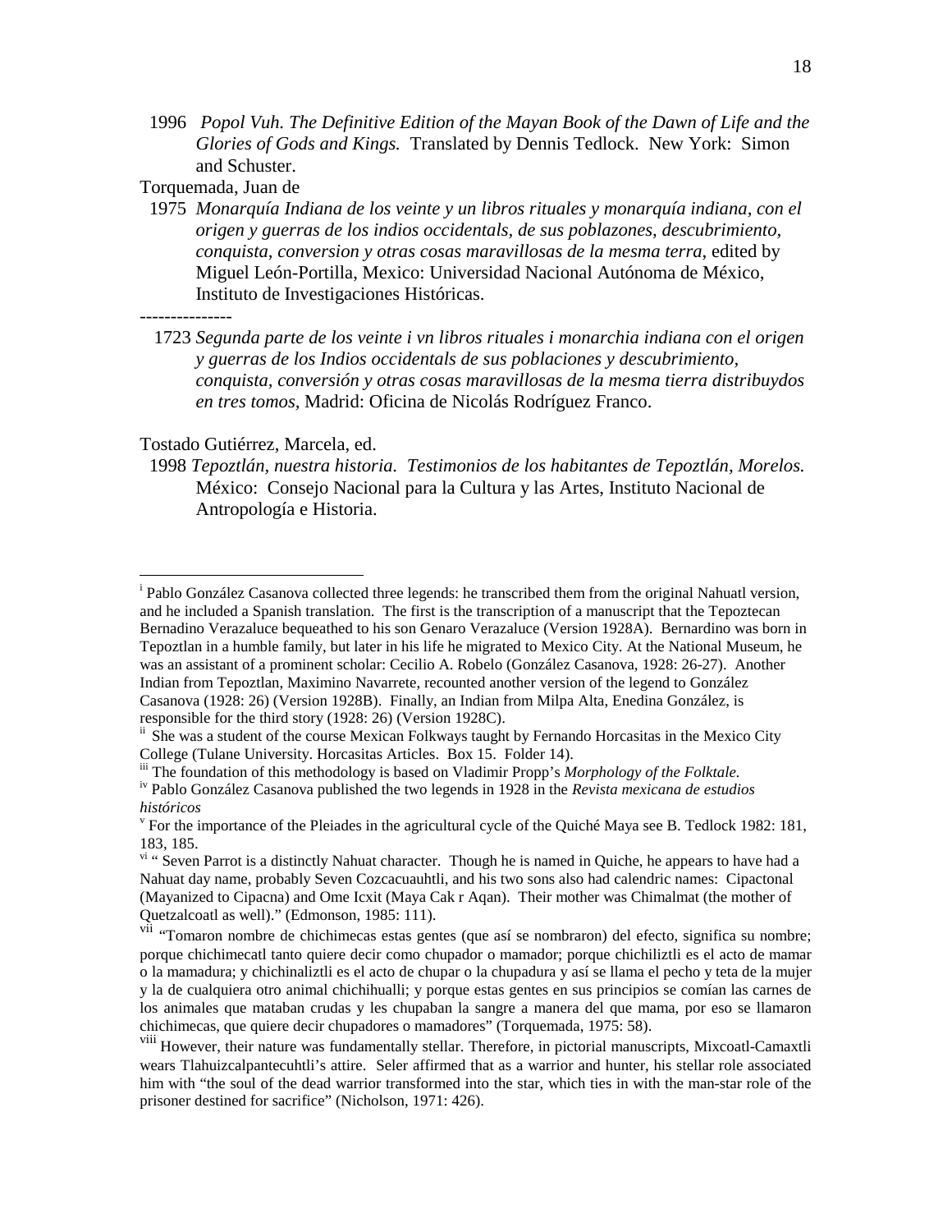1996 *Popol Vuh. The Definitive Edition of the Mayan Book of the Dawn of Life and the Glories of Gods and Kings.* Translated by Dennis Tedlock. New York: Simon and Schuster.

Torquemada, Juan de

1975 *Monarquía Indiana de los veinte y un libros rituales y monarquía indiana, con el origen y guerras de los indios occidentals, de sus poblazones, descubrimiento, conquista, conversion y otras cosas maravillosas de la mesma terra*, edited by Miguel León-Portilla, Mexico: Universidad Nacional Autónoma de México, Instituto de Investigaciones Históricas.

---------------

1723 *Segunda parte de los veinte i vn libros rituales i monarchia indiana con el origen y guerras de los Indios occidentals de sus poblaciones y descubrimiento, conquista, conversión y otras cosas maravillosas de la mesma tierra distribuydos en tres tomos*, Madrid: Oficina de Nicolás Rodríguez Franco.

Tostado Gutiérrez, Marcela, ed.

1998 *Tepoztlán, nuestra historia. Testimonios de los habitantes de Tepoztlán, Morelos.* México: Consejo Nacional para la Cultura y las Artes, Instituto Nacional de Antropología e Historia.

---

[i] Pablo González Casanova collected three legends: he transcribed them from the original Nahuatl version, and he included a Spanish translation. The first is the transcription of a manuscript that the Tepoztecan Bernadino Verazaluce bequeathed to his son Genaro Verazaluce (Version 1928A). Bernardino was born in Tepoztlan in a humble family, but later in his life he migrated to Mexico City. At the National Museum, he was an assistant of a prominent scholar: Cecilio A. Robelo (González Casanova, 1928: 26-27). Another Indian from Tepoztlan, Maximino Navarrete, recounted another version of the legend to González Casanova (1928: 26) (Version 1928B). Finally, an Indian from Milpa Alta, Enedina González, is responsible for the third story (1928: 26) (Version 1928C).

[ii] She was a student of the course Mexican Folkways taught by Fernando Horcasitas in the Mexico City College (Tulane University. Horcasitas Articles. Box 15. Folder 14).

[iii] The foundation of this methodology is based on Vladimir Propp's *Morphology of the Folktale.*

[iv] Pablo González Casanova published the two legends in 1928 in the *Revista mexicana de estudios históricos*

[v] For the importance of the Pleiades in the agricultural cycle of the Quiché Maya see B. Tedlock 1982: 181, 183, 185.

[vi] " Seven Parrot is a distinctly Nahuat character. Though he is named in Quiche, he appears to have had a Nahuat day name, probably Seven Cozcacuauhtli, and his two sons also had calendric names: Cipactonal (Mayanized to Cipacna) and Ome Icxit (Maya Cak r Aqan). Their mother was Chimalmat (the mother of Quetzalcoatl as well)." (Edmonson, 1985: 111).

[vii] "Tomaron nombre de chichimecas estas gentes (que así se nombraron) del efecto, significa su nombre; porque chichimecatl tanto quiere decir como chupador o mamador; porque chichiliztli es el acto de mamar o la mamadura; y chichinaliztli es el acto de chupar o la chupadura y así se llama el pecho y teta de la mujer y la de cualquiera otro animal chichihualli; y porque estas gentes en sus principios se comían las carnes de los animales que mataban crudas y les chupaban la sangre a manera del que mama, por eso se llamaron chichimecas, que quiere decir chupadores o mamadores" (Torquemada, 1975: 58).

[viii] However, their nature was fundamentally stellar. Therefore, in pictorial manuscripts, Mixcoatl-Camaxtli wears Tlahuizcalpantecuhtli's attire. Seler affirmed that as a warrior and hunter, his stellar role associated him with "the soul of the dead warrior transformed into the star, which ties in with the man-star role of the prisoner destined for sacrifice" (Nicholson, 1971: 426).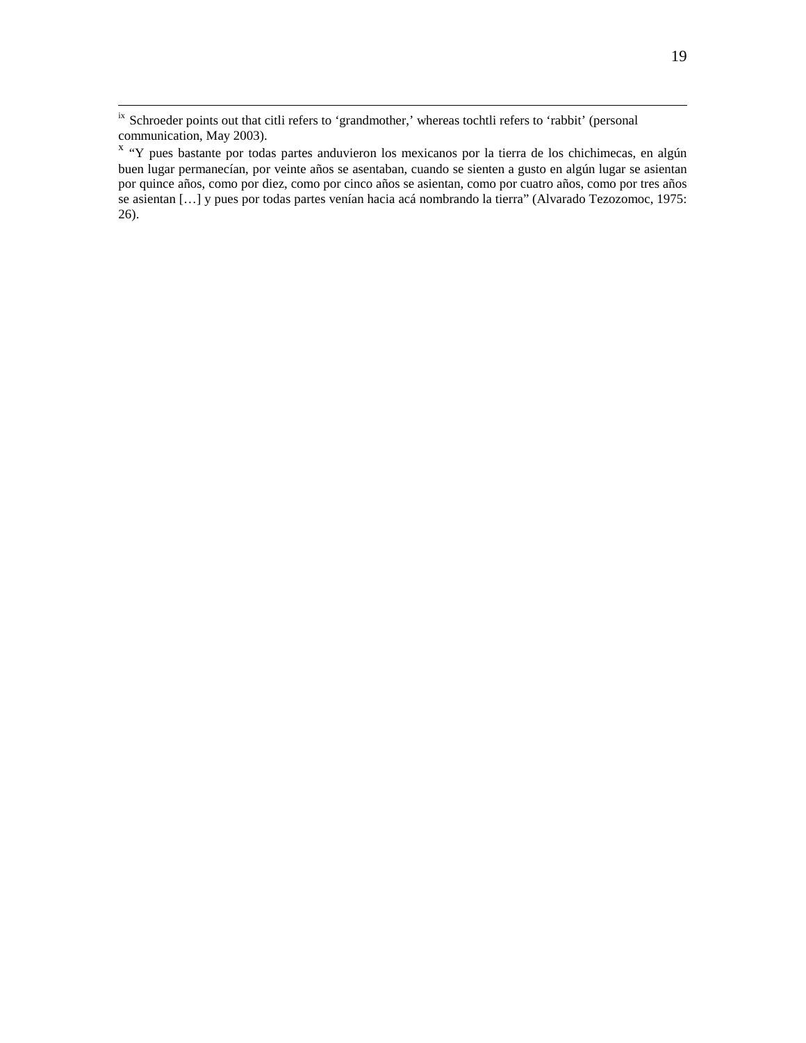[ix] Schroeder points out that citli refers to 'grandmother,' whereas tochtli refers to 'rabbit' (personal communication, May 2003).

[x] "Y pues bastante por todas partes anduvieron los mexicanos por la tierra de los chichimecas, en algún buen lugar permanecían, por veinte años se asentaban, cuando se sienten a gusto en algún lugar se asientan por quince años, como por diez, como por cinco años se asientan, como por cuatro años, como por tres años se asientan […] y pues por todas partes venían hacia acá nombrando la tierra" (Alvarado Tezozomoc, 1975: 26).